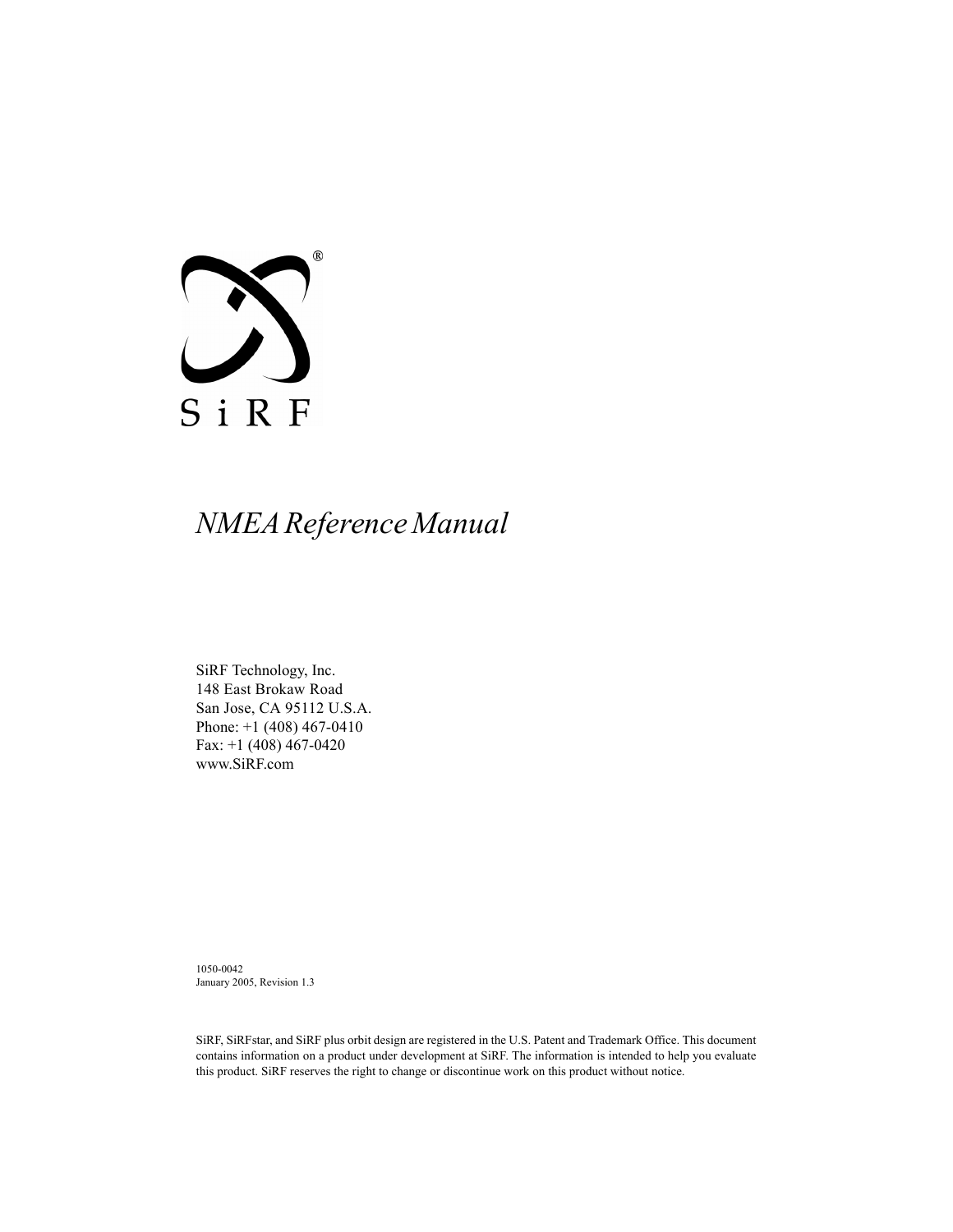SiRF®

# *NMEA Reference Manual*

SiRF Technology, Inc.
148 East Brokaw Road
San Jose, CA 95112 U.S.A.
Phone: +1 (408) 467-0410
Fax: +1 (408) 467-0420
www.SiRF.com

1050-0042
January 2005, Revision 1.3

SiRF, SiRFstar, and SiRF plus orbit design are registered in the U.S. Patent and Trademark Office. This document contains information on a product under development at SiRF. The information is intended to help you evaluate this product. SiRF reserves the right to change or discontinue work on this product without notice.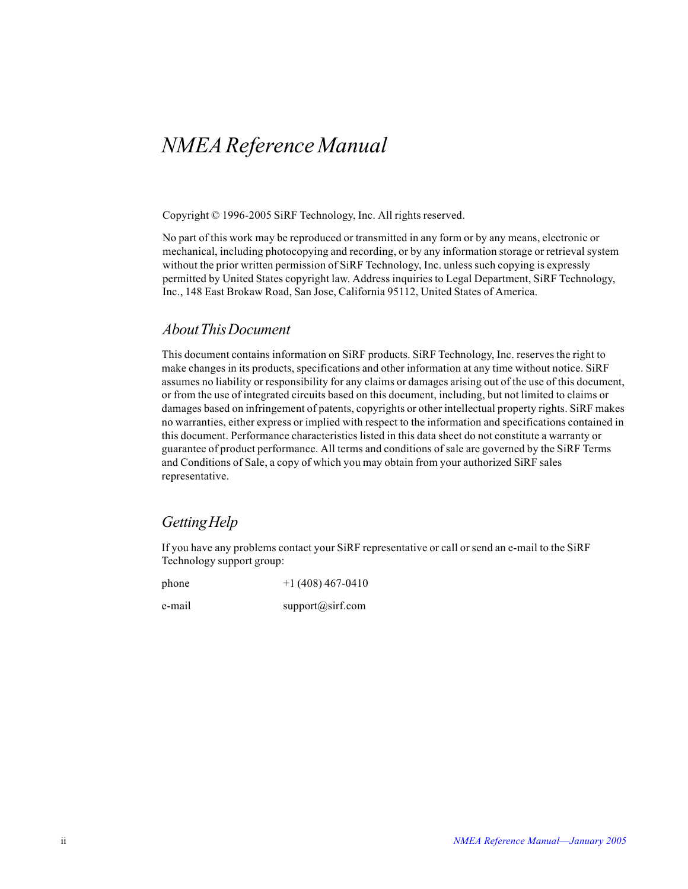# *NMEA Reference Manual*

Copyright © 1996-2005 SiRF Technology, Inc. All rights reserved.

No part of this work may be reproduced or transmitted in any form or by any means, electronic or mechanical, including photocopying and recording, or by any information storage or retrieval system without the prior written permission of SiRF Technology, Inc. unless such copying is expressly permitted by United States copyright law. Address inquiries to Legal Department, SiRF Technology, Inc., 148 East Brokaw Road, San Jose, California 95112, United States of America.

## *About This Document*

This document contains information on SiRF products. SiRF Technology, Inc. reserves the right to make changes in its products, specifications and other information at any time without notice. SiRF assumes no liability or responsibility for any claims or damages arising out of the use of this document, or from the use of integrated circuits based on this document, including, but not limited to claims or damages based on infringement of patents, copyrights or other intellectual property rights. SiRF makes no warranties, either express or implied with respect to the information and specifications contained in this document. Performance characteristics listed in this data sheet do not constitute a warranty or guarantee of product performance. All terms and conditions of sale are governed by the SiRF Terms and Conditions of Sale, a copy of which you may obtain from your authorized SiRF sales representative.

## *Getting Help*

If you have any problems contact your SiRF representative or call or send an e-mail to the SiRF Technology support group:

| | |
|---|---|
| phone | +1 (408) 467-0410 |
| e-mail | support@sirf.com |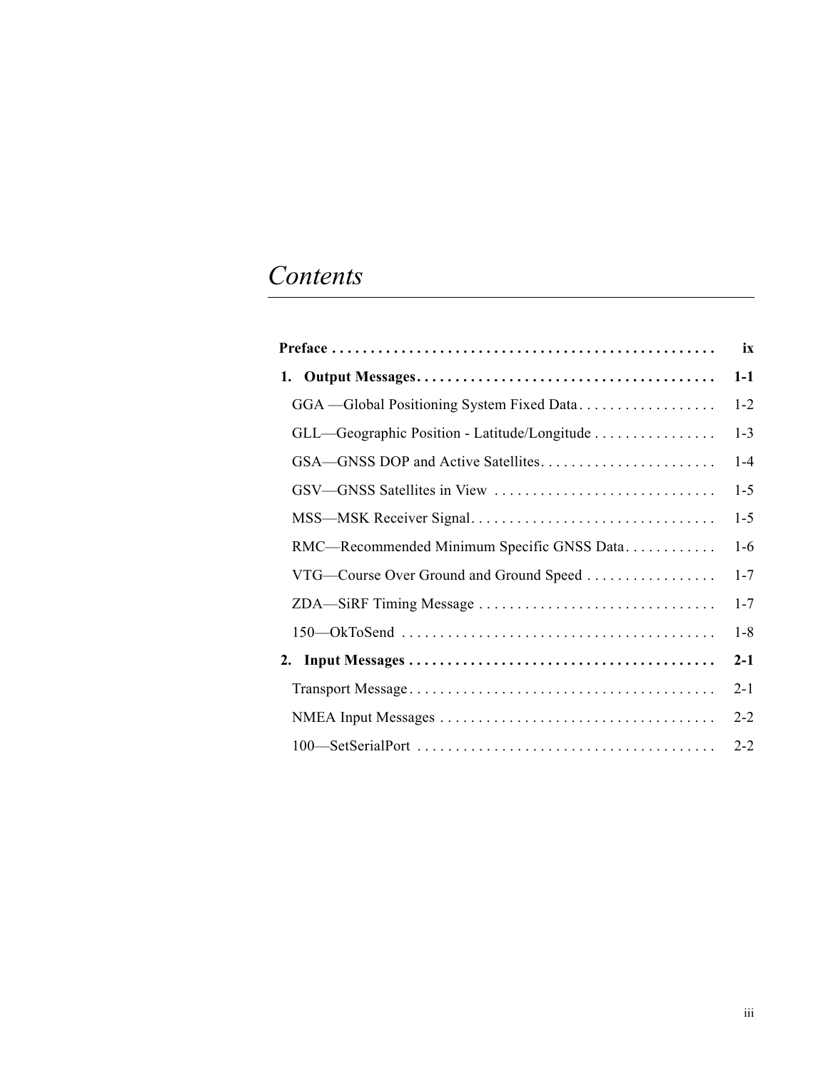# *Contents*

| | |
|---|---|
| **Preface** | **ix** |
| **1. Output Messages** | **1-1** |
| GGA —Global Positioning System Fixed Data | 1-2 |
| GLL—Geographic Position - Latitude/Longitude | 1-3 |
| GSA—GNSS DOP and Active Satellites | 1-4 |
| GSV—GNSS Satellites in View | 1-5 |
| MSS—MSK Receiver Signal | 1-5 |
| RMC—Recommended Minimum Specific GNSS Data | 1-6 |
| VTG—Course Over Ground and Ground Speed | 1-7 |
| ZDA—SiRF Timing Message | 1-7 |
| 150—OkToSend | 1-8 |
| **2. Input Messages** | **2-1** |
| Transport Message | 2-1 |
| NMEA Input Messages | 2-2 |
| 100—SetSerialPort | 2-2 |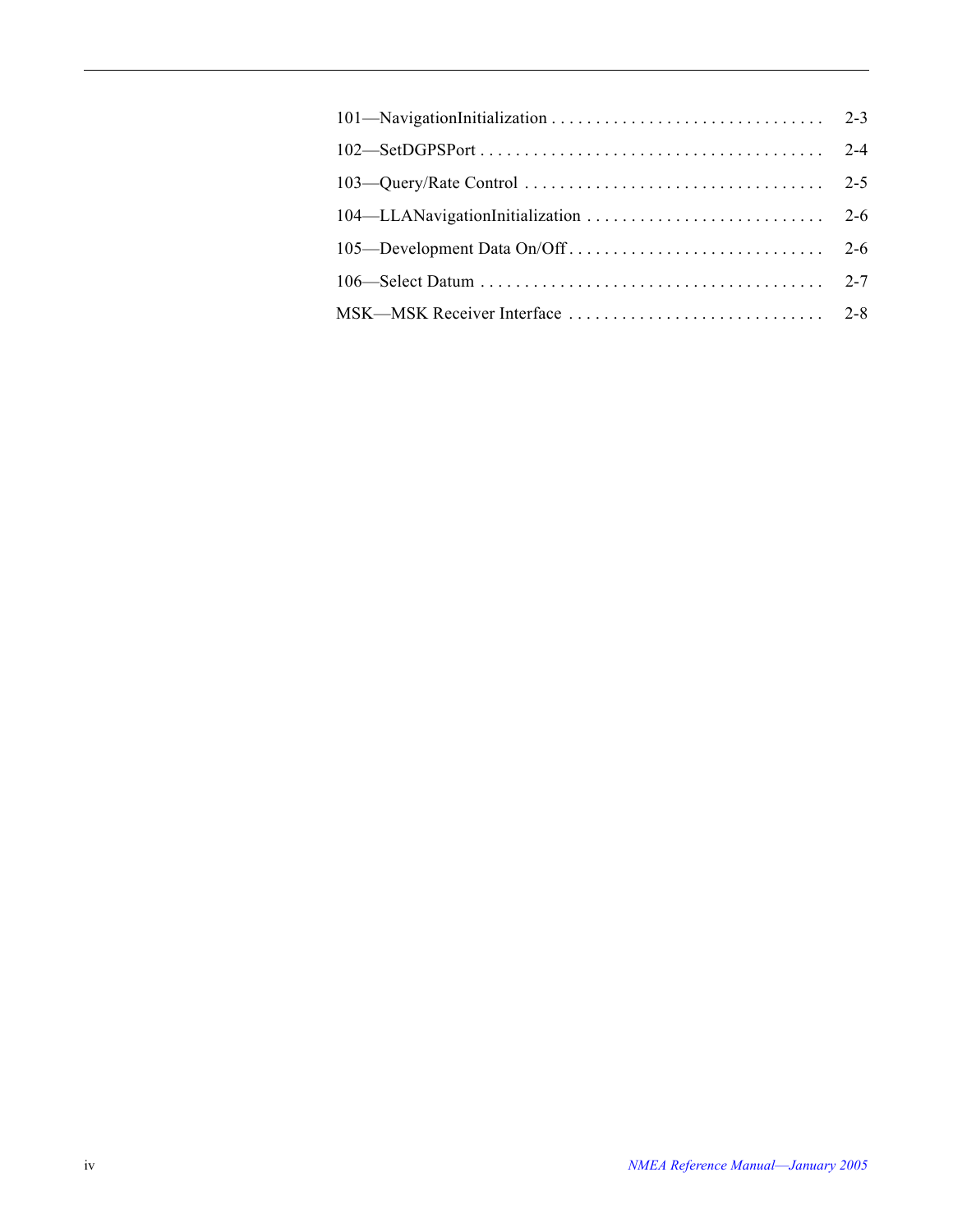101—NavigationInitialization . . . . . . . . . . . . . . . . . . . . . . . . . . . . . . . 2-3

102—SetDGPSPort . . . . . . . . . . . . . . . . . . . . . . . . . . . . . . . . . . . . . . . 2-4

103—Query/Rate Control . . . . . . . . . . . . . . . . . . . . . . . . . . . . . . . . . . 2-5

104—LLANavigationInitialization . . . . . . . . . . . . . . . . . . . . . . . . . . . 2-6

105—Development Data On/Off . . . . . . . . . . . . . . . . . . . . . . . . . . . . . 2-6

106—Select Datum . . . . . . . . . . . . . . . . . . . . . . . . . . . . . . . . . . . . . . 2-7

MSK—MSK Receiver Interface . . . . . . . . . . . . . . . . . . . . . . . . . . . . . 2-8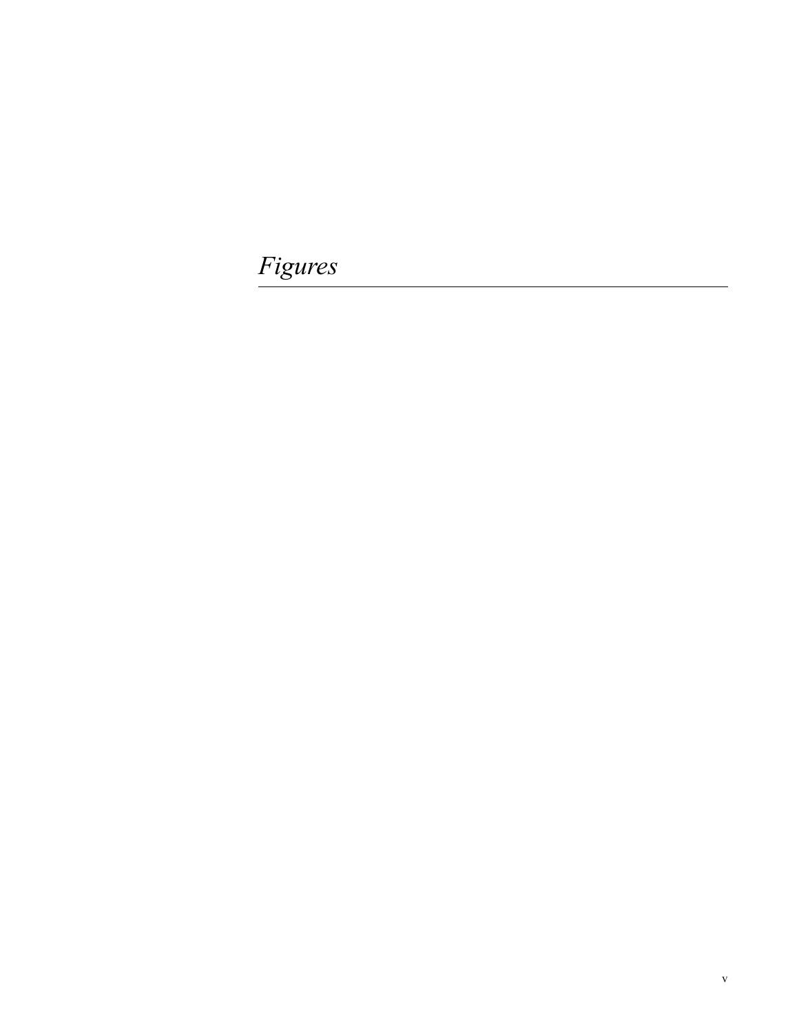# *Figures*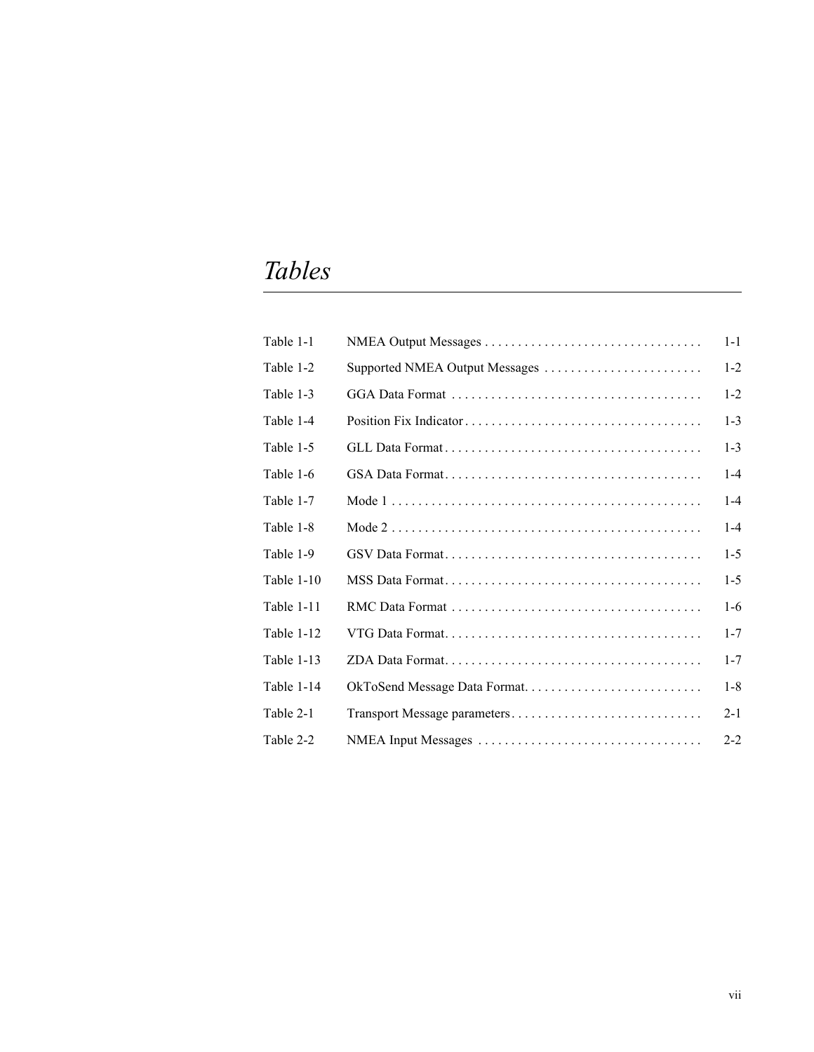# *Tables*

| | | |
|---|---|---|
| Table 1-1 | NMEA Output Messages | 1-1 |
| Table 1-2 | Supported NMEA Output Messages | 1-2 |
| Table 1-3 | GGA Data Format | 1-2 |
| Table 1-4 | Position Fix Indicator | 1-3 |
| Table 1-5 | GLL Data Format | 1-3 |
| Table 1-6 | GSA Data Format | 1-4 |
| Table 1-7 | Mode 1 | 1-4 |
| Table 1-8 | Mode 2 | 1-4 |
| Table 1-9 | GSV Data Format | 1-5 |
| Table 1-10 | MSS Data Format | 1-5 |
| Table 1-11 | RMC Data Format | 1-6 |
| Table 1-12 | VTG Data Format | 1-7 |
| Table 1-13 | ZDA Data Format | 1-7 |
| Table 1-14 | OkToSend Message Data Format | 1-8 |
| Table 2-1 | Transport Message parameters | 2-1 |
| Table 2-2 | NMEA Input Messages | 2-2 |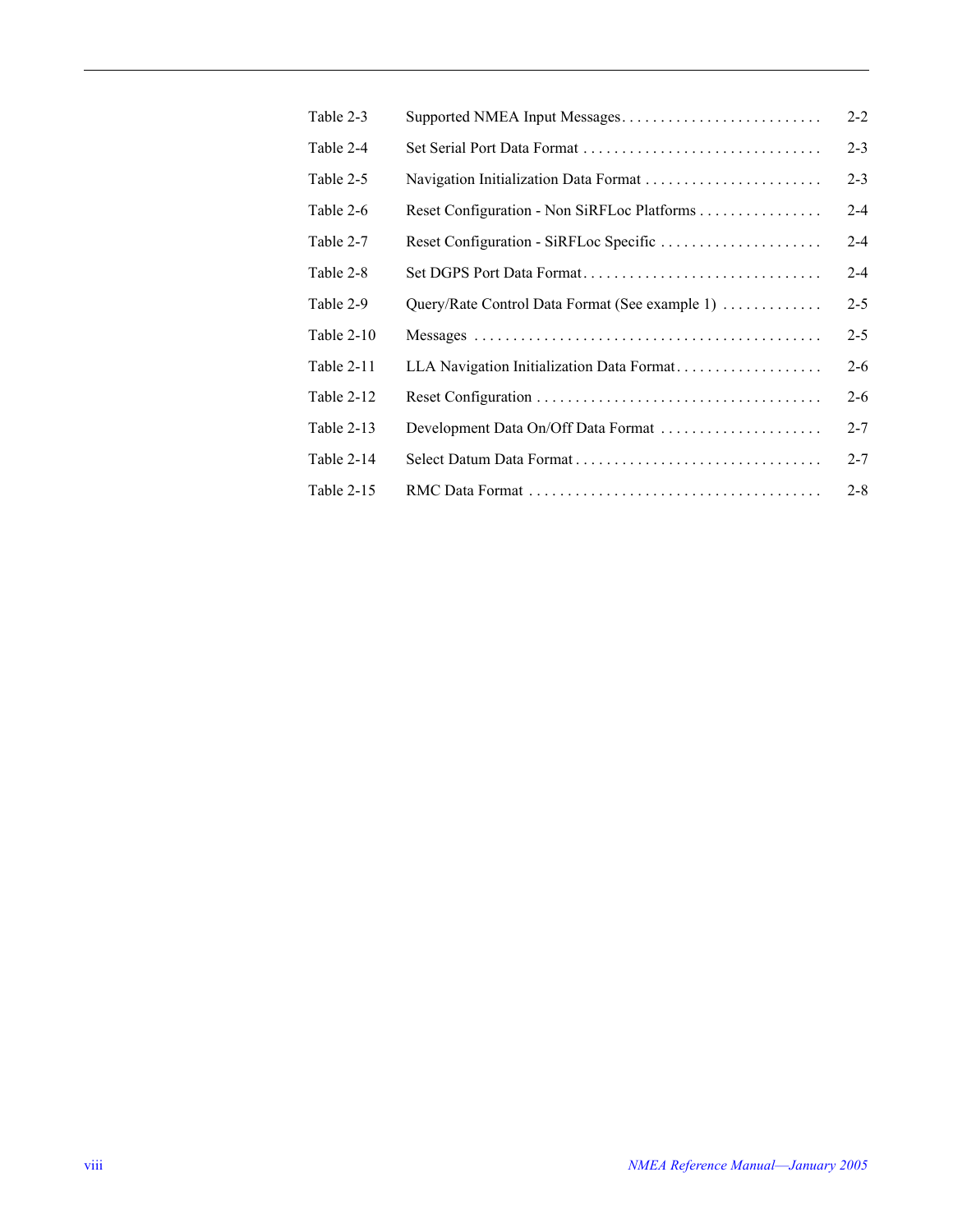| | | |
|---|---|---|
| Table 2-3 | Supported NMEA Input Messages | 2-2 |
| Table 2-4 | Set Serial Port Data Format | 2-3 |
| Table 2-5 | Navigation Initialization Data Format | 2-3 |
| Table 2-6 | Reset Configuration - Non SiRFLoc Platforms | 2-4 |
| Table 2-7 | Reset Configuration - SiRFLoc Specific | 2-4 |
| Table 2-8 | Set DGPS Port Data Format | 2-4 |
| Table 2-9 | Query/Rate Control Data Format (See example 1) | 2-5 |
| Table 2-10 | Messages | 2-5 |
| Table 2-11 | LLA Navigation Initialization Data Format | 2-6 |
| Table 2-12 | Reset Configuration | 2-6 |
| Table 2-13 | Development Data On/Off Data Format | 2-7 |
| Table 2-14 | Select Datum Data Format | 2-7 |
| Table 2-15 | RMC Data Format | 2-8 |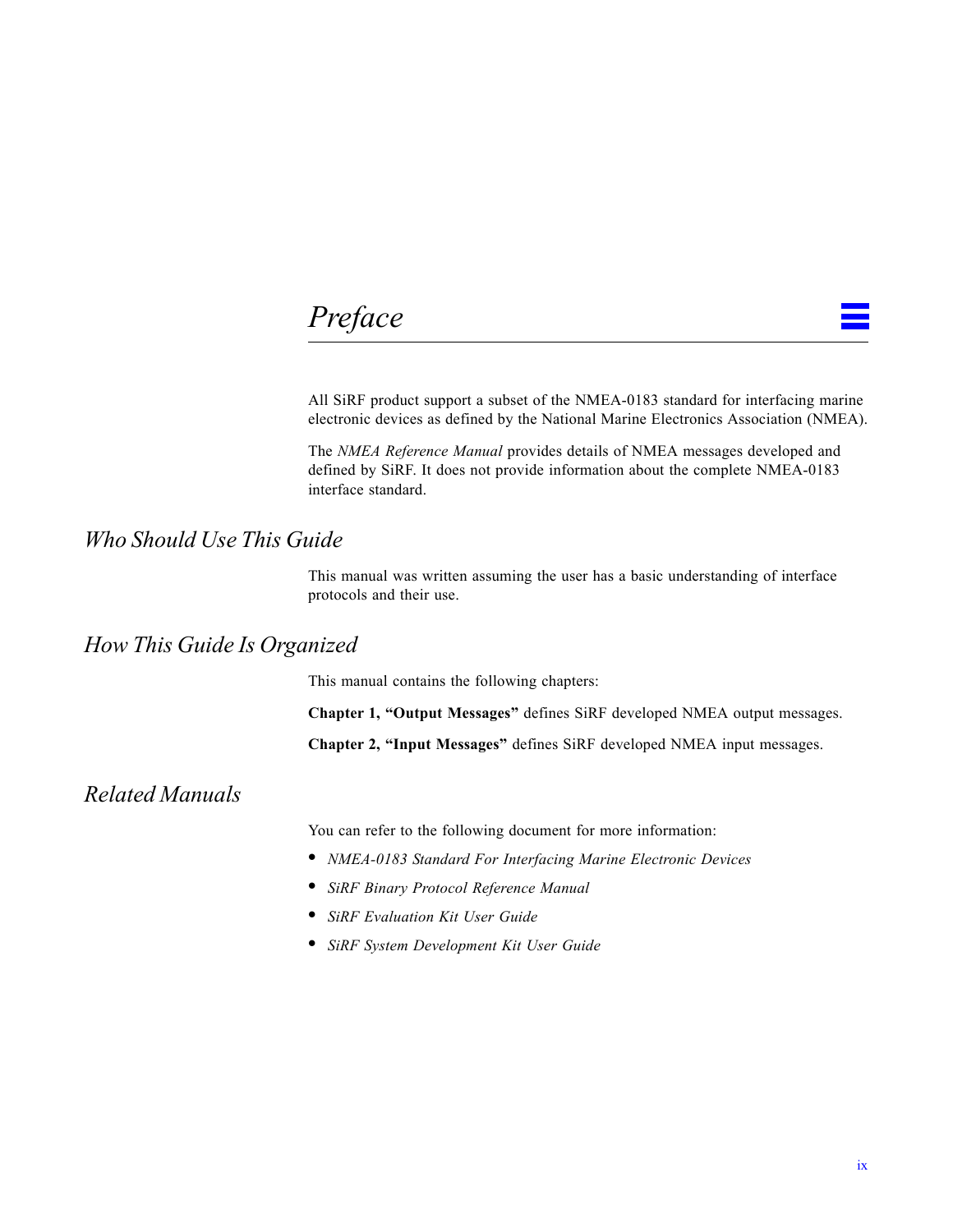# Preface

All SiRF product support a subset of the NMEA-0183 standard for interfacing marine electronic devices as defined by the National Marine Electronics Association (NMEA).

The *NMEA Reference Manual* provides details of NMEA messages developed and defined by SiRF. It does not provide information about the complete NMEA-0183 interface standard.

## Who Should Use This Guide

This manual was written assuming the user has a basic understanding of interface protocols and their use.

## How This Guide Is Organized

This manual contains the following chapters:

**Chapter 1, "Output Messages"** defines SiRF developed NMEA output messages.

**Chapter 2, "Input Messages"** defines SiRF developed NMEA input messages.

## Related Manuals

You can refer to the following document for more information:

- *NMEA-0183 Standard For Interfacing Marine Electronic Devices*
- *SiRF Binary Protocol Reference Manual*
- *SiRF Evaluation Kit User Guide*
- *SiRF System Development Kit User Guide*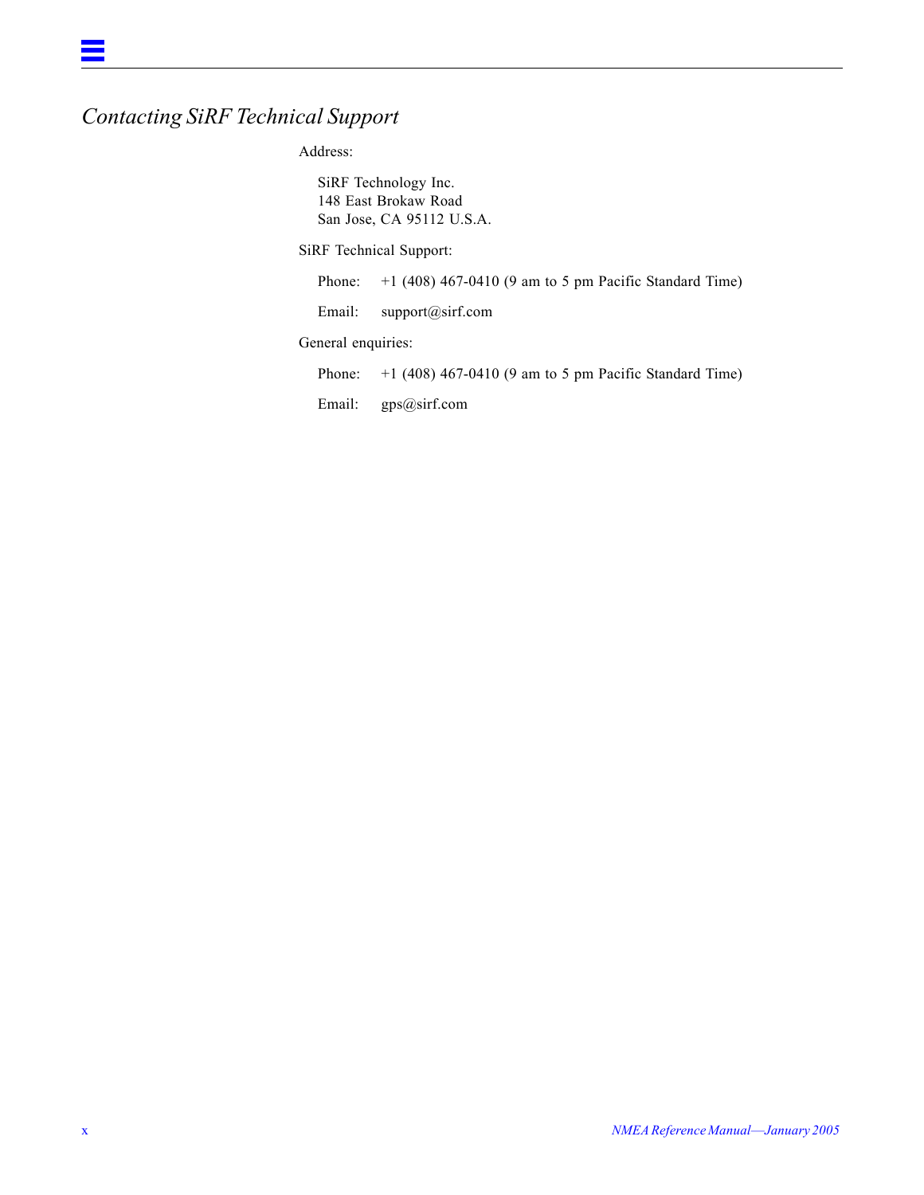## *Contacting SiRF Technical Support*

Address:

SiRF Technology Inc.
148 East Brokaw Road
San Jose, CA 95112 U.S.A.

SiRF Technical Support:

Phone: +1 (408) 467-0410 (9 am to 5 pm Pacific Standard Time)

Email: support@sirf.com

General enquiries:

Phone: +1 (408) 467-0410 (9 am to 5 pm Pacific Standard Time)

Email: gps@sirf.com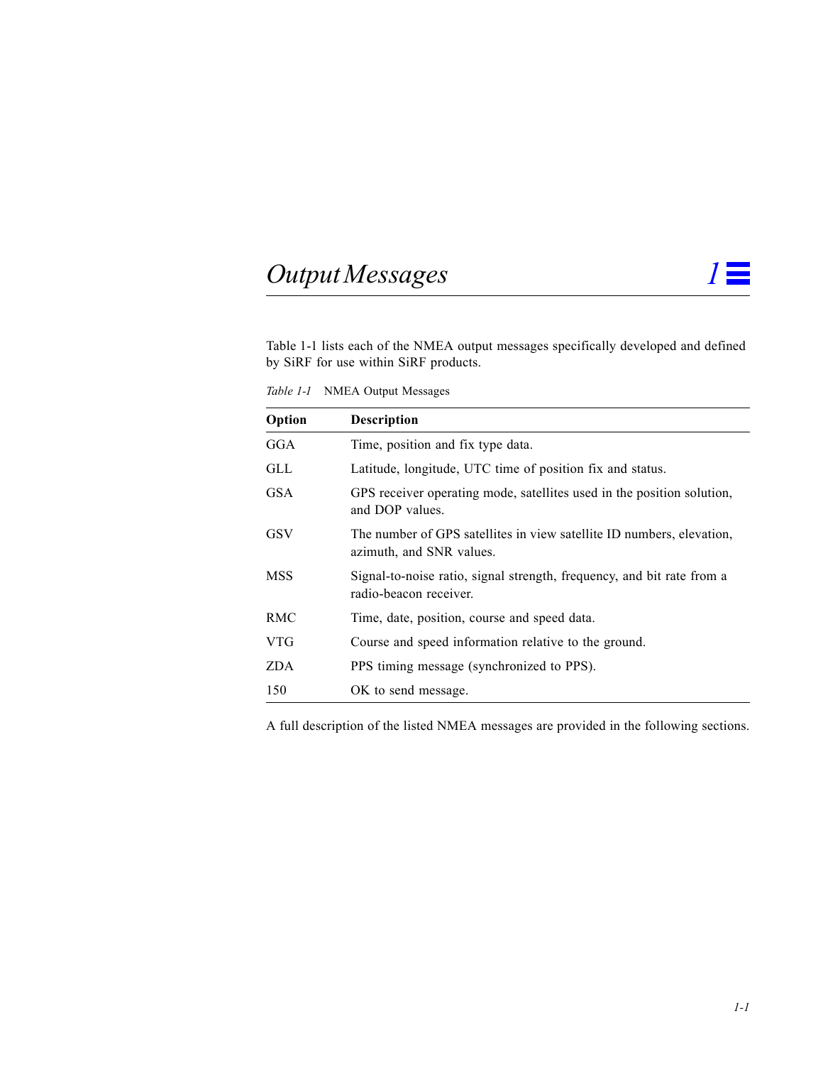# *Output Messages* 1

Table 1-1 lists each of the NMEA output messages specifically developed and defined by SiRF for use within SiRF products.

*Table 1-1* NMEA Output Messages

| Option | Description |
|---|---|
| GGA | Time, position and fix type data. |
| GLL | Latitude, longitude, UTC time of position fix and status. |
| GSA | GPS receiver operating mode, satellites used in the position solution, and DOP values. |
| GSV | The number of GPS satellites in view satellite ID numbers, elevation, azimuth, and SNR values. |
| MSS | Signal-to-noise ratio, signal strength, frequency, and bit rate from a radio-beacon receiver. |
| RMC | Time, date, position, course and speed data. |
| VTG | Course and speed information relative to the ground. |
| ZDA | PPS timing message (synchronized to PPS). |
| 150 | OK to send message. |

A full description of the listed NMEA messages are provided in the following sections.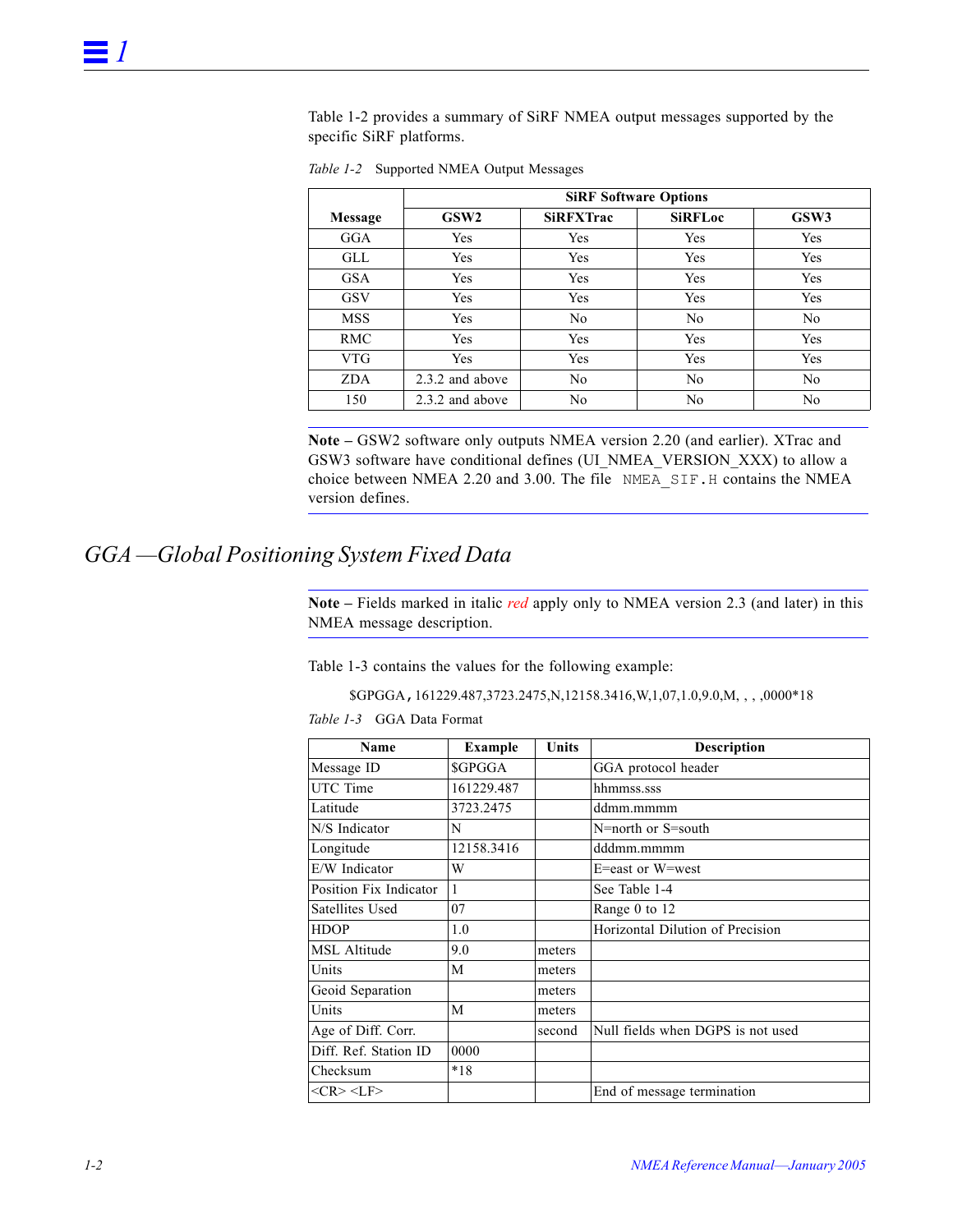Table 1-2 provides a summary of SiRF NMEA output messages supported by the specific SiRF platforms.

*Table 1-2* Supported NMEA Output Messages

| Message | SiRF Software Options | | | |
|---|---|---|---|---|
| | **GSW2** | **SiRFXTrac** | **SiRFLoc** | **GSW3** |
| GGA | Yes | Yes | Yes | Yes |
| GLL | Yes | Yes | Yes | Yes |
| GSA | Yes | Yes | Yes | Yes |
| GSV | Yes | Yes | Yes | Yes |
| MSS | Yes | No | No | No |
| RMC | Yes | Yes | Yes | Yes |
| VTG | Yes | Yes | Yes | Yes |
| ZDA | 2.3.2 and above | No | No | No |
| 150 | 2.3.2 and above | No | No | No |

**Note –** GSW2 software only outputs NMEA version 2.20 (and earlier). XTrac and GSW3 software have conditional defines (UI_NMEA_VERSION_XXX) to allow a choice between NMEA 2.20 and 3.00. The file `NMEA_SIF.H` contains the NMEA version defines.

## GGA —Global Positioning System Fixed Data

**Note –** Fields marked in italic *red* apply only to NMEA version 2.3 (and later) in this NMEA message description.

Table 1-3 contains the values for the following example:

$GPGGA,161229.487,3723.2475,N,12158.3416,W,1,07,1.0,9.0,M, , , ,0000*18

*Table 1-3* GGA Data Format

| Name | Example | Units | Description |
|---|---|---|---|
| Message ID | $GPGGA | | GGA protocol header |
| UTC Time | 161229.487 | | hhmmss.sss |
| Latitude | 3723.2475 | | ddmm.mmmm |
| N/S Indicator | N | | N=north or S=south |
| Longitude | 12158.3416 | | dddmm.mmmm |
| E/W Indicator | W | | E=east or W=west |
| Position Fix Indicator | 1 | | See Table 1-4 |
| Satellites Used | 07 | | Range 0 to 12 |
| HDOP | 1.0 | | Horizontal Dilution of Precision |
| MSL Altitude | 9.0 | meters | |
| Units | M | meters | |
| Geoid Separation | | meters | |
| Units | M | meters | |
| Age of Diff. Corr. | | second | Null fields when DGPS is not used |
| Diff. Ref. Station ID | 0000 | | |
| Checksum | *18 | | |
| <CR> <LF> | | | End of message termination |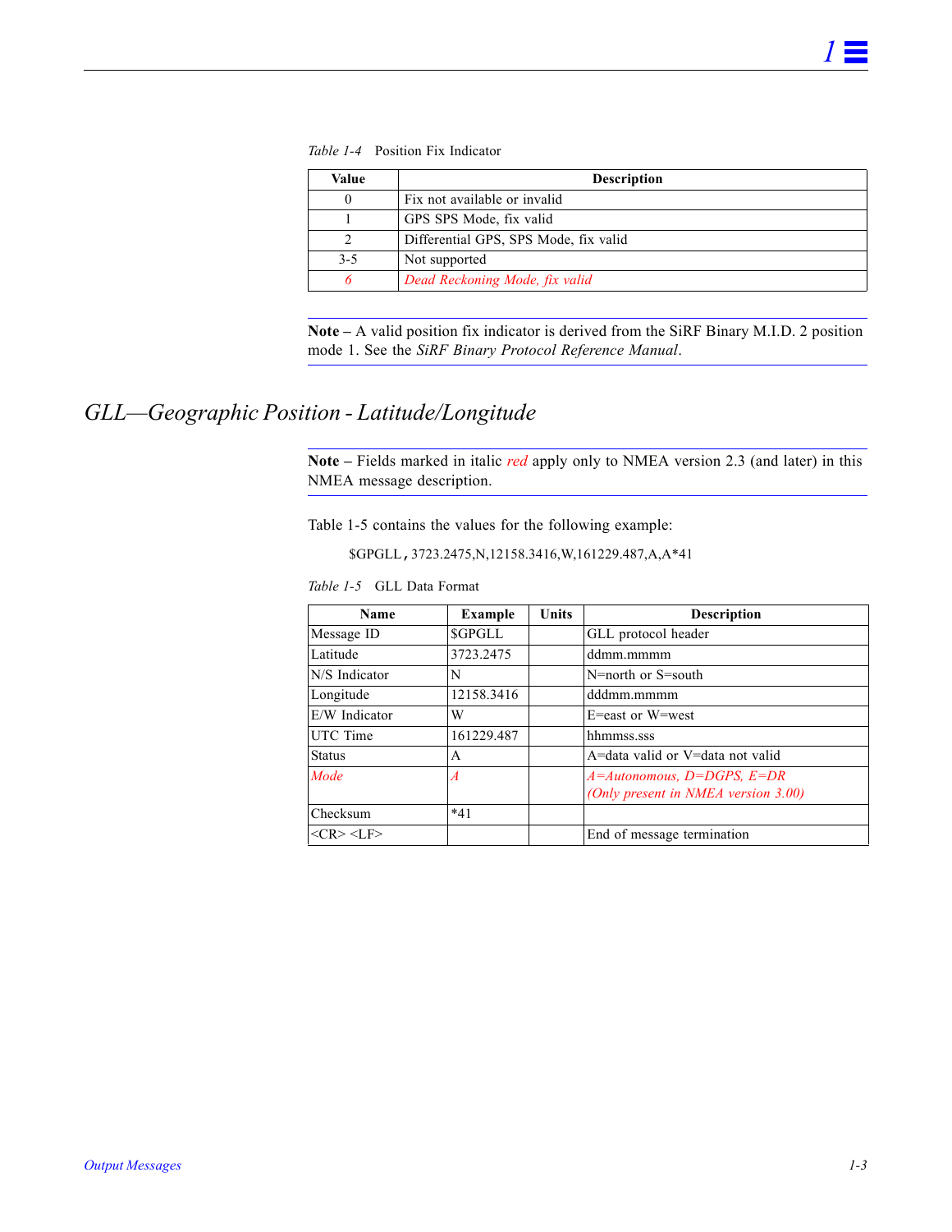*Table 1-4* Position Fix Indicator

| Value | Description |
|---|---|
| 0 | Fix not available or invalid |
| 1 | GPS SPS Mode, fix valid |
| 2 | Differential GPS, SPS Mode, fix valid |
| 3-5 | Not supported |
| *6* | *Dead Reckoning Mode, fix valid* |

**Note –** A valid position fix indicator is derived from the SiRF Binary M.I.D. 2 position mode 1. See the *SiRF Binary Protocol Reference Manual*.

## *GLL—Geographic Position - Latitude/Longitude*

**Note –** Fields marked in italic *red* apply only to NMEA version 2.3 (and later) in this NMEA message description.

Table 1-5 contains the values for the following example:

$GPGLL,3723.2475,N,12158.3416,W,161229.487,A,A*41

*Table 1-5* GLL Data Format

| Name | Example | Units | Description |
|---|---|---|---|
| Message ID | $GPGLL | | GLL protocol header |
| Latitude | 3723.2475 | | ddmm.mmmm |
| N/S Indicator | N | | N=north or S=south |
| Longitude | 12158.3416 | | dddmm.mmmm |
| E/W Indicator | W | | E=east or W=west |
| UTC Time | 161229.487 | | hhmmss.sss |
| Status | A | | A=data valid or V=data not valid |
| *Mode* | *A* | | *A=Autonomous, D=DGPS, E=DR (Only present in NMEA version 3.00)* |
| Checksum | *41 | | |
| <CR> <LF> | | | End of message termination |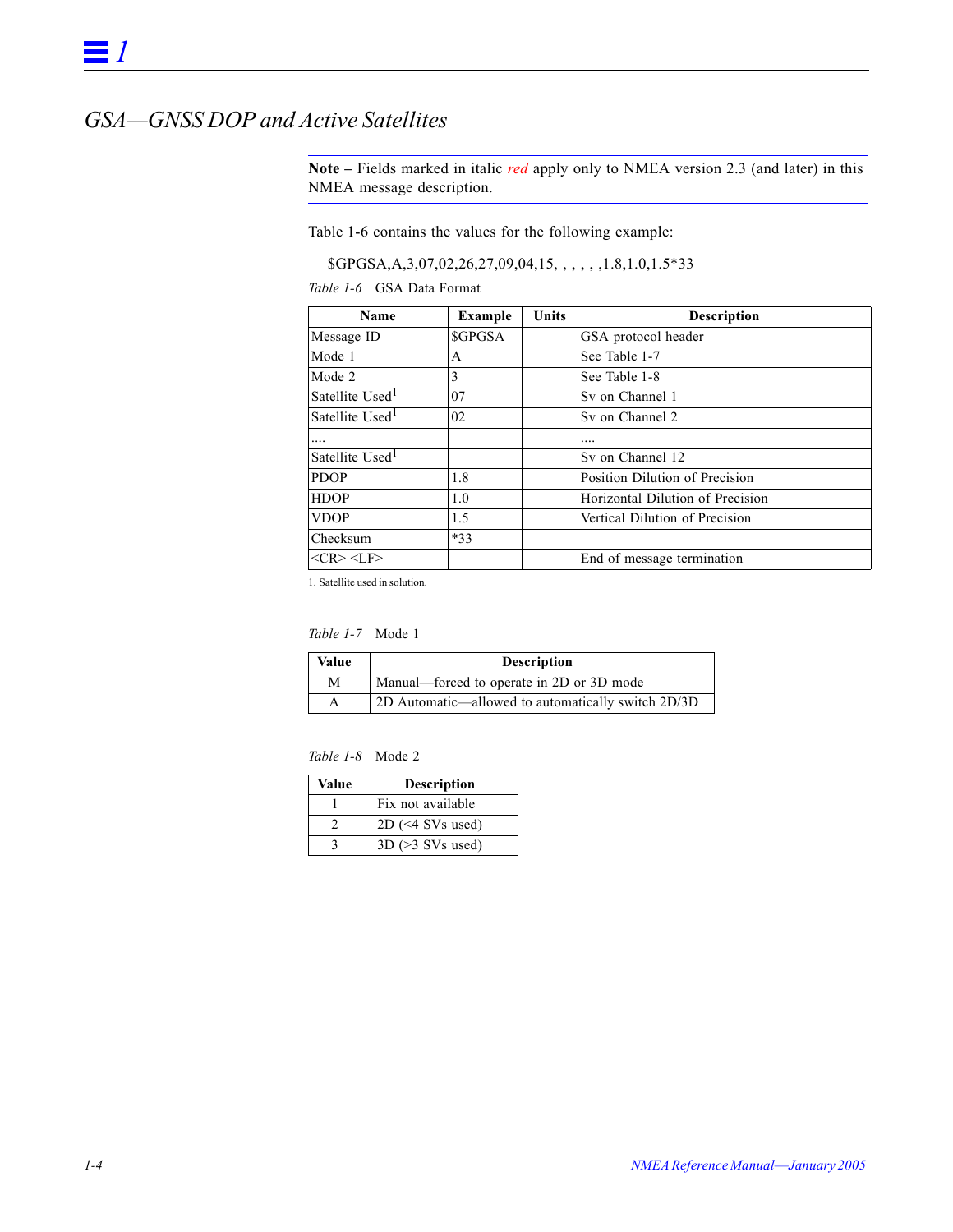## GSA—GNSS DOP and Active Satellites

**Note –** Fields marked in italic *red* apply only to NMEA version 2.3 (and later) in this NMEA message description.

Table 1-6 contains the values for the following example:

$GPGSA,A,3,07,02,26,27,09,04,15, , , , , ,1.8,1.0,1.5*33

*Table 1-6* GSA Data Format

| Name | Example | Units | Description |
|---|---|---|---|
| Message ID | $GPGSA | | GSA protocol header |
| Mode 1 | A | | See Table 1-7 |
| Mode 2 | 3 | | See Table 1-8 |
| Satellite Used[1] | 07 | | Sv on Channel 1 |
| Satellite Used[1] | 02 | | Sv on Channel 2 |
| .... | | | .... |
| Satellite Used[1] | | | Sv on Channel 12 |
| PDOP | 1.8 | | Position Dilution of Precision |
| HDOP | 1.0 | | Horizontal Dilution of Precision |
| VDOP | 1.5 | | Vertical Dilution of Precision |
| Checksum | *33 | | |
| <CR> <LF> | | | End of message termination |

1. Satellite used in solution.

*Table 1-7* Mode 1

| Value | Description |
|---|---|
| M | Manual—forced to operate in 2D or 3D mode |
| A | 2D Automatic—allowed to automatically switch 2D/3D |

*Table 1-8* Mode 2

| Value | Description |
|---|---|
| 1 | Fix not available |
| 2 | 2D (<4 SVs used) |
| 3 | 3D (>3 SVs used) |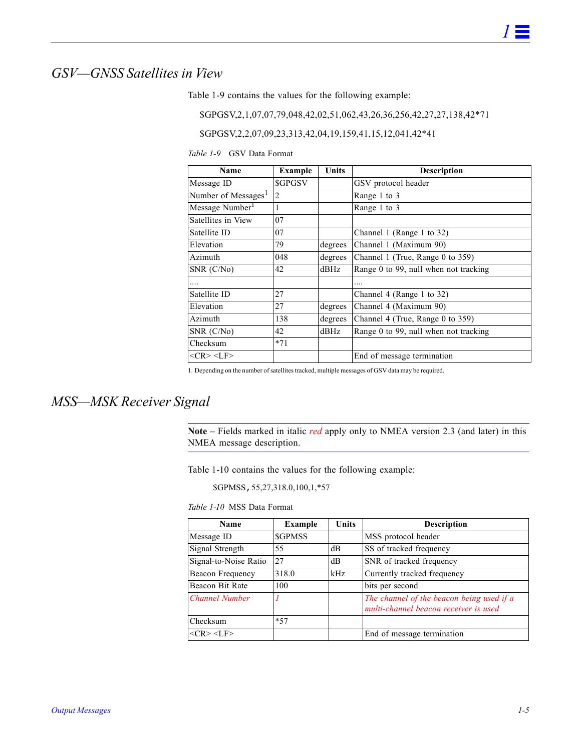## *GSV—GNSS Satellites in View*

Table 1-9 contains the values for the following example:

$GPGSV,2,1,07,07,79,048,42,02,51,062,43,26,36,256,42,27,27,138,42*71

$GPGSV,2,2,07,09,23,313,42,04,19,159,41,15,12,041,42*41

*Table 1-9* GSV Data Format

| Name | Example | Units | Description |
|---|---|---|---|
| Message ID | $GPGSV | | GSV protocol header |
| Number of Messages[1] | 2 | | Range 1 to 3 |
| Message Number[1] | 1 | | Range 1 to 3 |
| Satellites in View | 07 | | |
| Satellite ID | 07 | | Channel 1 (Range 1 to 32) |
| Elevation | 79 | degrees | Channel 1 (Maximum 90) |
| Azimuth | 048 | degrees | Channel 1 (True, Range 0 to 359) |
| SNR (C/No) | 42 | dBHz | Range 0 to 99, null when not tracking |
| .... | | | .... |
| Satellite ID | 27 | | Channel 4 (Range 1 to 32) |
| Elevation | 27 | degrees | Channel 4 (Maximum 90) |
| Azimuth | 138 | degrees | Channel 4 (True, Range 0 to 359) |
| SNR (C/No) | 42 | dBHz | Range 0 to 99, null when not tracking |
| Checksum | *71 | | |
| <CR> <LF> | | | End of message termination |

1. Depending on the number of satellites tracked, multiple messages of GSV data may be required.

## *MSS—MSK Receiver Signal*

**Note –** Fields marked in italic *red* apply only to NMEA version 2.3 (and later) in this NMEA message description.

Table 1-10 contains the values for the following example:

$GPMSS,55,27,318.0,100,1,*57

*Table 1-10* MSS Data Format

| Name | Example | Units | Description |
|---|---|---|---|
| Message ID | $GPMSS | | MSS protocol header |
| Signal Strength | 55 | dB | SS of tracked frequency |
| Signal-to-Noise Ratio | 27 | dB | SNR of tracked frequency |
| Beacon Frequency | 318.0 | kHz | Currently tracked frequency |
| Beacon Bit Rate | 100 | | bits per second |
| *Channel Number* | *1* | | *The channel of the beacon being used if a multi-channel beacon receiver is used* |
| Checksum | *57 | | |
| <CR> <LF> | | | End of message termination |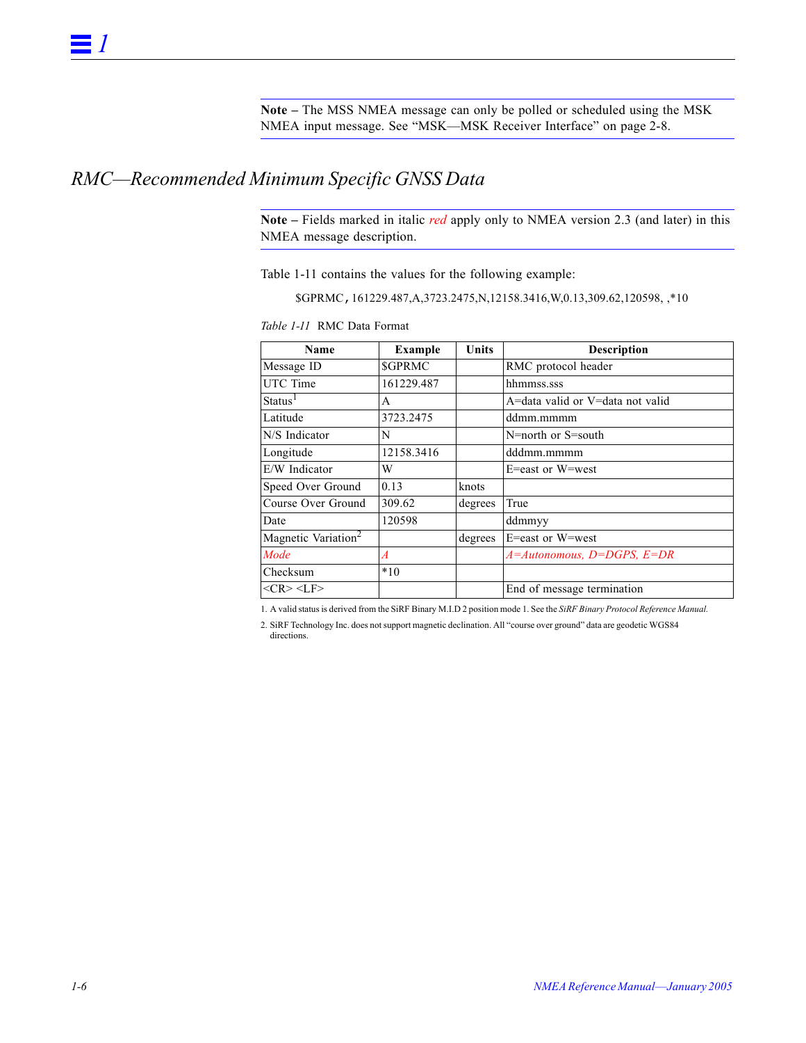**Note –** The MSS NMEA message can only be polled or scheduled using the MSK NMEA input message. See "MSK—MSK Receiver Interface" on page 2-8.

## *RMC—Recommended Minimum Specific GNSS Data*

**Note –** Fields marked in italic *red* apply only to NMEA version 2.3 (and later) in this NMEA message description.

Table 1-11 contains the values for the following example:

$GPRMC,161229.487,A,3723.2475,N,12158.3416,W,0.13,309.62,120598, ,*10

*Table 1-11* RMC Data Format

| Name | Example | Units | Description |
|---|---|---|---|
| Message ID | $GPRMC | | RMC protocol header |
| UTC Time | 161229.487 | | hhmmss.sss |
| Status[1] | A | | A=data valid or V=data not valid |
| Latitude | 3723.2475 | | ddmm.mmmm |
| N/S Indicator | N | | N=north or S=south |
| Longitude | 12158.3416 | | dddmm.mmmm |
| E/W Indicator | W | | E=east or W=west |
| Speed Over Ground | 0.13 | knots | |
| Course Over Ground | 309.62 | degrees | True |
| Date | 120598 | | ddmmyy |
| Magnetic Variation[2] | | degrees | E=east or W=west |
| *Mode* | *A* | | *A=Autonomous, D=DGPS, E=DR* |
| Checksum | *10 | | |
| <CR> <LF> | | | End of message termination |

1. A valid status is derived from the SiRF Binary M.I.D 2 position mode 1. See the *SiRF Binary Protocol Reference Manual.*

2. SiRF Technology Inc. does not support magnetic declination. All "course over ground" data are geodetic WGS84 directions.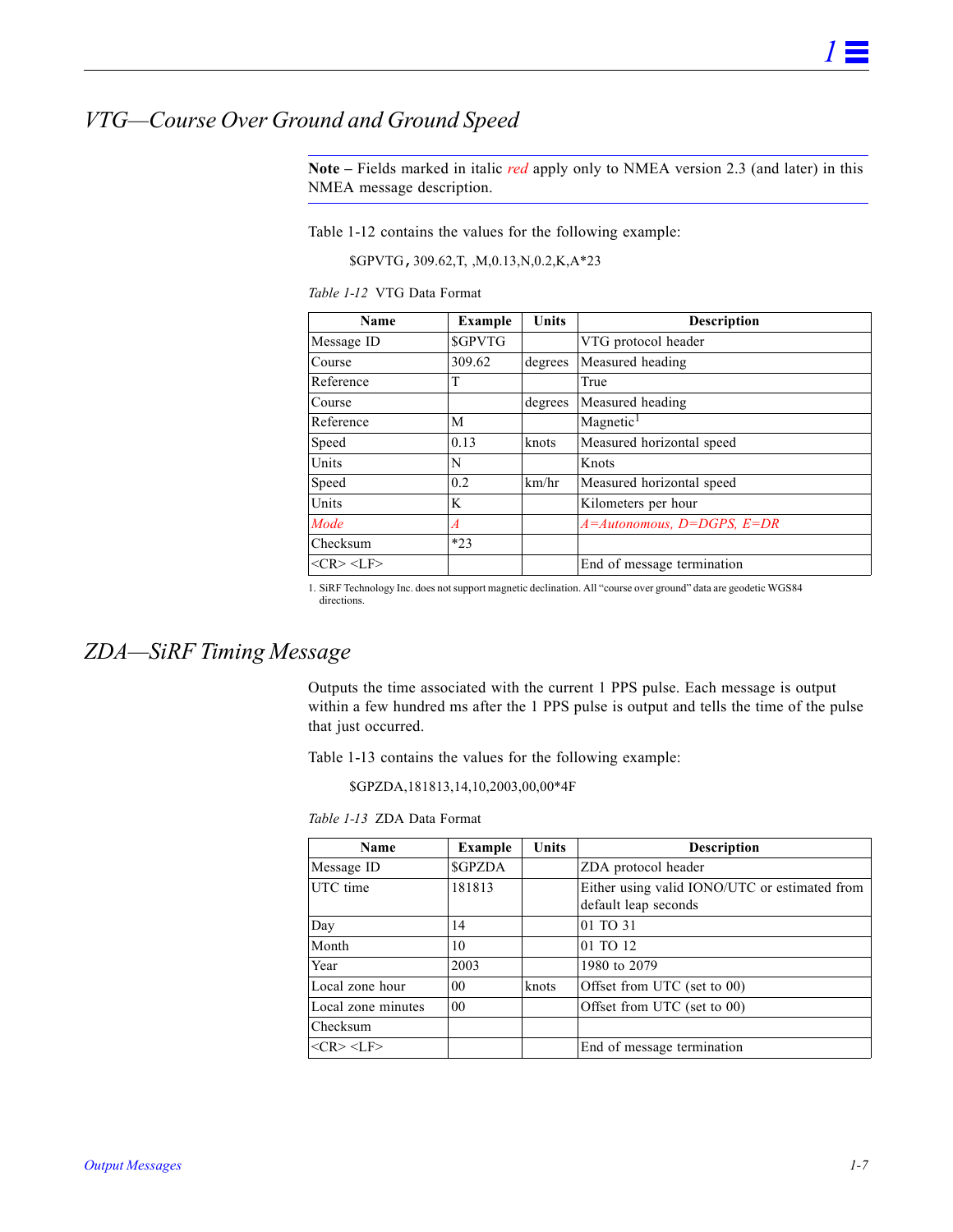## *VTG—Course Over Ground and Ground Speed*

**Note –** Fields marked in italic *red* apply only to NMEA version 2.3 (and later) in this NMEA message description.

Table 1-12 contains the values for the following example:

$GPVTG,309.62,T, ,M,0.13,N,0.2,K,A*23

*Table 1-12* VTG Data Format

| Name | Example | Units | Description |
|---|---|---|---|
| Message ID | $GPVTG | | VTG protocol header |
| Course | 309.62 | degrees | Measured heading |
| Reference | T | | True |
| Course | | degrees | Measured heading |
| Reference | M | | Magnetic[1] |
| Speed | 0.13 | knots | Measured horizontal speed |
| Units | N | | Knots |
| Speed | 0.2 | km/hr | Measured horizontal speed |
| Units | K | | Kilometers per hour |
| *Mode* | *A* | | *A=Autonomous, D=DGPS, E=DR* |
| Checksum | *23 | | |
| <CR> <LF> | | | End of message termination |

1. SiRF Technology Inc. does not support magnetic declination. All "course over ground" data are geodetic WGS84 directions.

## *ZDA—SiRF Timing Message*

Outputs the time associated with the current 1 PPS pulse. Each message is output within a few hundred ms after the 1 PPS pulse is output and tells the time of the pulse that just occurred.

Table 1-13 contains the values for the following example:

$GPZDA,181813,14,10,2003,00,00*4F

*Table 1-13* ZDA Data Format

| Name | Example | Units | Description |
|---|---|---|---|
| Message ID | $GPZDA | | ZDA protocol header |
| UTC time | 181813 | | Either using valid IONO/UTC or estimated from default leap seconds |
| Day | 14 | | 01 TO 31 |
| Month | 10 | | 01 TO 12 |
| Year | 2003 | | 1980 to 2079 |
| Local zone hour | 00 | knots | Offset from UTC (set to 00) |
| Local zone minutes | 00 | | Offset from UTC (set to 00) |
| Checksum | | | |
| <CR> <LF> | | | End of message termination |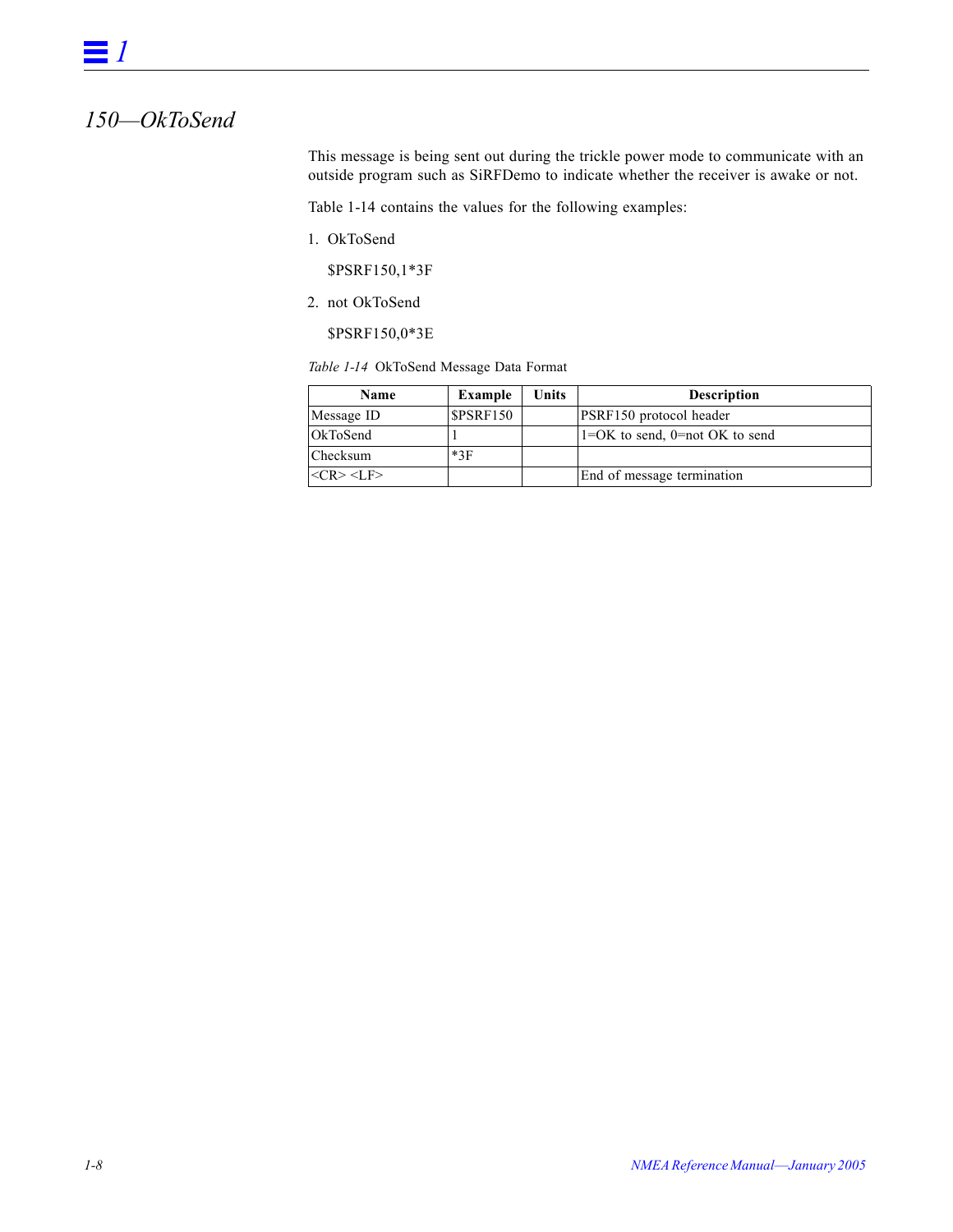## *150—OkToSend*

This message is being sent out during the trickle power mode to communicate with an outside program such as SiRFDemo to indicate whether the receiver is awake or not.

Table 1-14 contains the values for the following examples:

1. OkToSend

   $PSRF150,1*3F

2. not OkToSend

   $PSRF150,0*3E

*Table 1-14* OkToSend Message Data Format

| Name | Example | Units | Description |
|---|---|---|---|
| Message ID | $PSRF150 | | PSRF150 protocol header |
| OkToSend | 1 | | 1=OK to send, 0=not OK to send |
| Checksum | *3F | | |
| <CR> <LF> | | | End of message termination |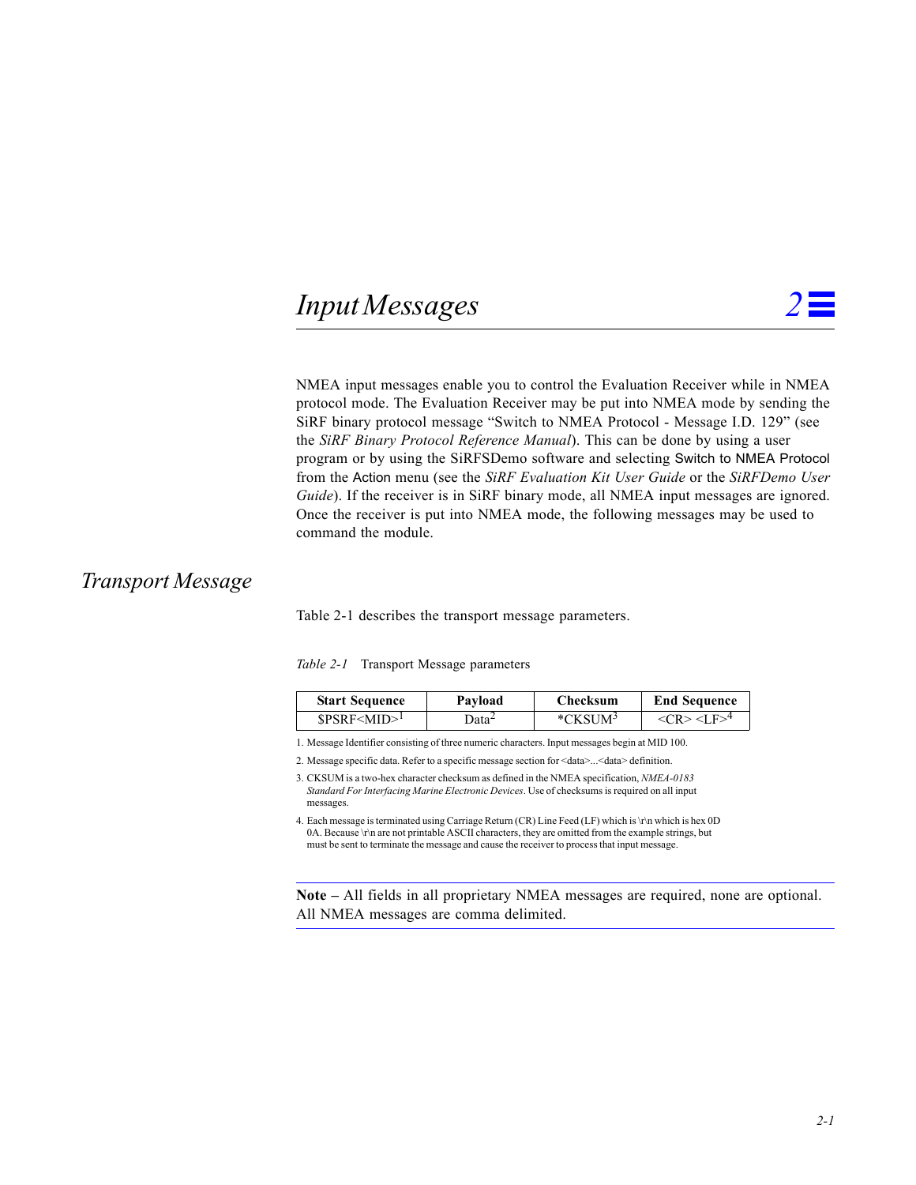# Input Messages

NMEA input messages enable you to control the Evaluation Receiver while in NMEA protocol mode. The Evaluation Receiver may be put into NMEA mode by sending the SiRF binary protocol message "Switch to NMEA Protocol - Message I.D. 129" (see the *SiRF Binary Protocol Reference Manual*). This can be done by using a user program or by using the SiRFSDemo software and selecting Switch to NMEA Protocol from the Action menu (see the *SiRF Evaluation Kit User Guide* or the *SiRFDemo User Guide*). If the receiver is in SiRF binary mode, all NMEA input messages are ignored. Once the receiver is put into NMEA mode, the following messages may be used to command the module.

## Transport Message

Table 2-1 describes the transport message parameters.

*Table 2-1* Transport Message parameters

| Start Sequence | Payload | Checksum | End Sequence |
|---|---|---|---|
| $PSRF<MID>[1] | Data[2] | *CKSUM[3] | <CR> <LF>[4] |

1. Message Identifier consisting of three numeric characters. Input messages begin at MID 100.
2. Message specific data. Refer to a specific message section for <data>...<data> definition.
3. CKSUM is a two-hex character checksum as defined in the NMEA specification, *NMEA-0183 Standard For Interfacing Marine Electronic Devices*. Use of checksums is required on all input messages.
4. Each message is terminated using Carriage Return (CR) Line Feed (LF) which is \r\n which is hex 0D 0A. Because \r\n are not printable ASCII characters, they are omitted from the example strings, but must be sent to terminate the message and cause the receiver to process that input message.

---

**Note –** All fields in all proprietary NMEA messages are required, none are optional. All NMEA messages are comma delimited.

---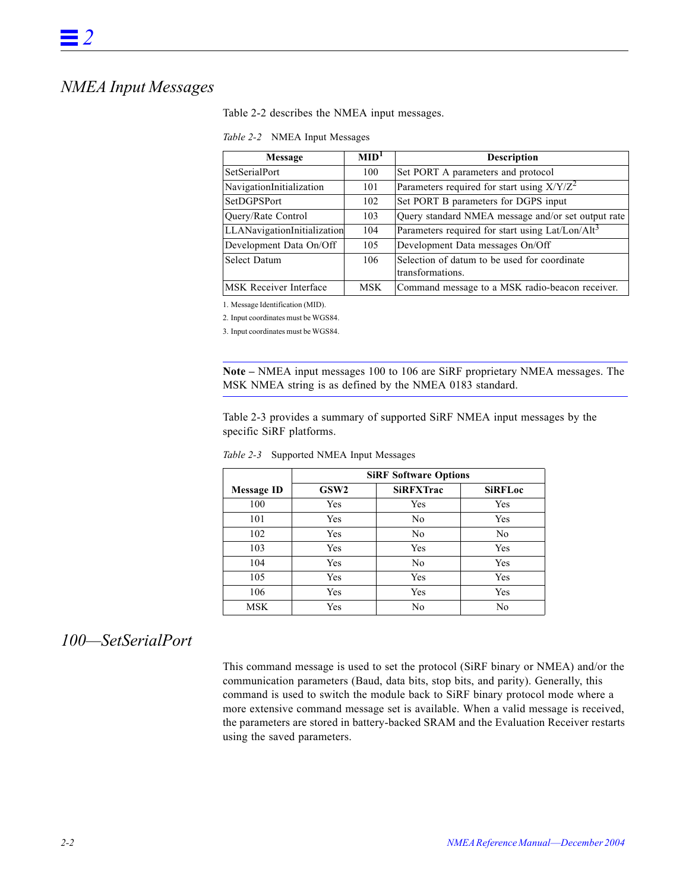## NMEA Input Messages

Table 2-2 describes the NMEA input messages.

*Table 2-2* NMEA Input Messages

| Message | MID[1] | Description |
|---|---|---|
| SetSerialPort | 100 | Set PORT A parameters and protocol |
| NavigationInitialization | 101 | Parameters required for start using X/Y/Z[2] |
| SetDGPSPort | 102 | Set PORT B parameters for DGPS input |
| Query/Rate Control | 103 | Query standard NMEA message and/or set output rate |
| LLANavigationInitialization | 104 | Parameters required for start using Lat/Lon/Alt[3] |
| Development Data On/Off | 105 | Development Data messages On/Off |
| Select Datum | 106 | Selection of datum to be used for coordinate transformations. |
| MSK Receiver Interface | MSK | Command message to a MSK radio-beacon receiver. |

1. Message Identification (MID).
2. Input coordinates must be WGS84.
3. Input coordinates must be WGS84.

---

**Note –** NMEA input messages 100 to 106 are SiRF proprietary NMEA messages. The MSK NMEA string is as defined by the NMEA 0183 standard.

---

Table 2-3 provides a summary of supported SiRF NMEA input messages by the specific SiRF platforms.

*Table 2-3* Supported NMEA Input Messages

| | SiRF Software Options | | |
|---|---|---|---|
| Message ID | GSW2 | SiRFXTrac | SiRFLoc |
| 100 | Yes | Yes | Yes |
| 101 | Yes | No | Yes |
| 102 | Yes | No | No |
| 103 | Yes | Yes | Yes |
| 104 | Yes | No | Yes |
| 105 | Yes | Yes | Yes |
| 106 | Yes | Yes | Yes |
| MSK | Yes | No | No |

## 100—SetSerialPort

This command message is used to set the protocol (SiRF binary or NMEA) and/or the communication parameters (Baud, data bits, stop bits, and parity). Generally, this command is used to switch the module back to SiRF binary protocol mode where a more extensive command message set is available. When a valid message is received, the parameters are stored in battery-backed SRAM and the Evaluation Receiver restarts using the saved parameters.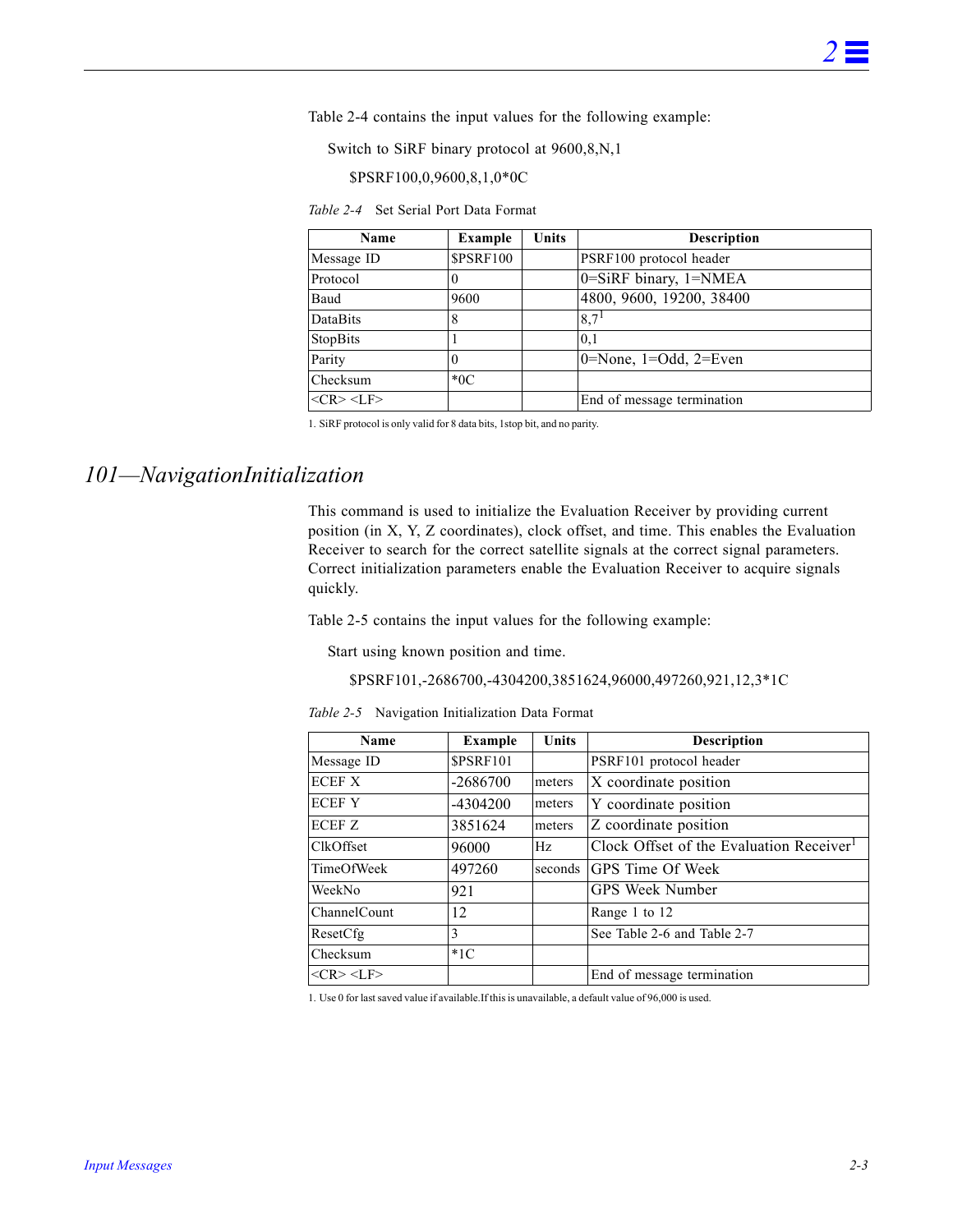Table 2-4 contains the input values for the following example:

Switch to SiRF binary protocol at 9600,8,N,1

$PSRF100,0,9600,8,1,0*0C

*Table 2-4* Set Serial Port Data Format

| Name | Example | Units | Description |
|---|---|---|---|
| Message ID | $PSRF100 | | PSRF100 protocol header |
| Protocol | 0 | | 0=SiRF binary, 1=NMEA |
| Baud | 9600 | | 4800, 9600, 19200, 38400 |
| DataBits | 8 | | 8,7[1] |
| StopBits | 1 | | 0,1 |
| Parity | 0 | | 0=None, 1=Odd, 2=Even |
| Checksum | *0C | | |
| <CR> <LF> | | | End of message termination |

1. SiRF protocol is only valid for 8 data bits, 1stop bit, and no parity.

## *101—NavigationInitialization*

This command is used to initialize the Evaluation Receiver by providing current position (in X, Y, Z coordinates), clock offset, and time. This enables the Evaluation Receiver to search for the correct satellite signals at the correct signal parameters. Correct initialization parameters enable the Evaluation Receiver to acquire signals quickly.

Table 2-5 contains the input values for the following example:

Start using known position and time.

$PSRF101,-2686700,-4304200,3851624,96000,497260,921,12,3*1C

*Table 2-5* Navigation Initialization Data Format

| Name | Example | Units | Description |
|---|---|---|---|
| Message ID | $PSRF101 | | PSRF101 protocol header |
| ECEF X | -2686700 | meters | X coordinate position |
| ECEF Y | -4304200 | meters | Y coordinate position |
| ECEF Z | 3851624 | meters | Z coordinate position |
| ClkOffset | 96000 | Hz | Clock Offset of the Evaluation Receiver[1] |
| TimeOfWeek | 497260 | seconds | GPS Time Of Week |
| WeekNo | 921 | | GPS Week Number |
| ChannelCount | 12 | | Range 1 to 12 |
| ResetCfg | 3 | | See Table 2-6 and Table 2-7 |
| Checksum | *1C | | |
| <CR> <LF> | | | End of message termination |

1. Use 0 for last saved value if available.If this is unavailable, a default value of 96,000 is used.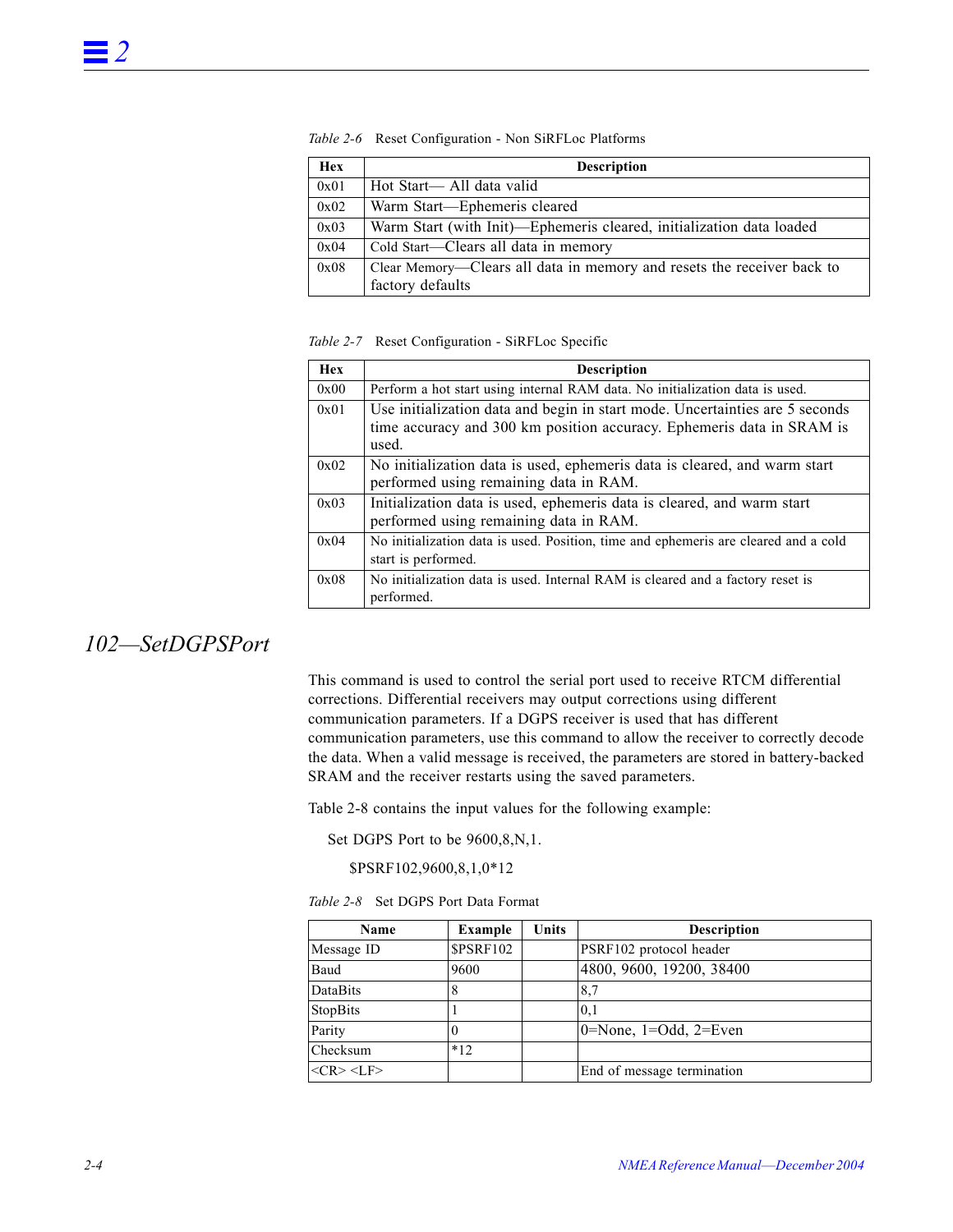Table 2-6 Reset Configuration - Non SiRFLoc Platforms

| Hex | Description |
|---|---|
| 0x01 | Hot Start— All data valid |
| 0x02 | Warm Start—Ephemeris cleared |
| 0x03 | Warm Start (with Init)—Ephemeris cleared, initialization data loaded |
| 0x04 | Cold Start—Clears all data in memory |
| 0x08 | Clear Memory—Clears all data in memory and resets the receiver back to factory defaults |

Table 2-7 Reset Configuration - SiRFLoc Specific

| Hex | Description |
|---|---|
| 0x00 | Perform a hot start using internal RAM data. No initialization data is used. |
| 0x01 | Use initialization data and begin in start mode. Uncertainties are 5 seconds time accuracy and 300 km position accuracy. Ephemeris data in SRAM is used. |
| 0x02 | No initialization data is used, ephemeris data is cleared, and warm start performed using remaining data in RAM. |
| 0x03 | Initialization data is used, ephemeris data is cleared, and warm start performed using remaining data in RAM. |
| 0x04 | No initialization data is used. Position, time and ephemeris are cleared and a cold start is performed. |
| 0x08 | No initialization data is used. Internal RAM is cleared and a factory reset is performed. |

## *102—SetDGPSPort*

This command is used to control the serial port used to receive RTCM differential corrections. Differential receivers may output corrections using different communication parameters. If a DGPS receiver is used that has different communication parameters, use this command to allow the receiver to correctly decode the data. When a valid message is received, the parameters are stored in battery-backed SRAM and the receiver restarts using the saved parameters.

Table 2-8 contains the input values for the following example:

Set DGPS Port to be 9600,8,N,1.

$PSRF102,9600,8,1,0*12

Table 2-8 Set DGPS Port Data Format

| Name | Example | Units | Description |
|---|---|---|---|
| Message ID | $PSRF102 | | PSRF102 protocol header |
| Baud | 9600 | | 4800, 9600, 19200, 38400 |
| DataBits | 8 | | 8,7 |
| StopBits | 1 | | 0,1 |
| Parity | 0 | | 0=None, 1=Odd, 2=Even |
| Checksum | *12 | | |
| <CR> <LF> | | | End of message termination |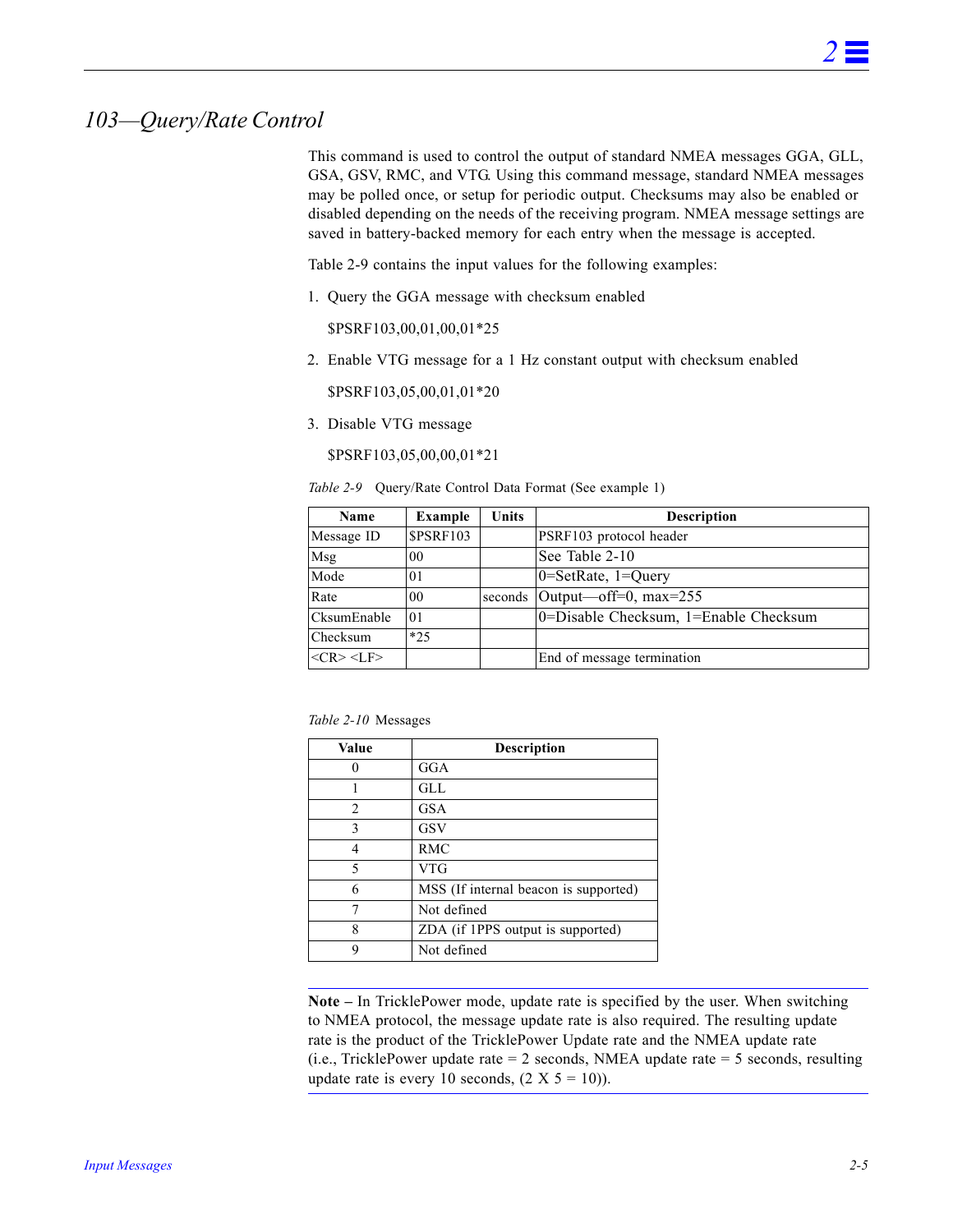## *103—Query/Rate Control*

This command is used to control the output of standard NMEA messages GGA, GLL, GSA, GSV, RMC, and VTG. Using this command message, standard NMEA messages may be polled once, or setup for periodic output. Checksums may also be enabled or disabled depending on the needs of the receiving program. NMEA message settings are saved in battery-backed memory for each entry when the message is accepted.

Table 2-9 contains the input values for the following examples:

1. Query the GGA message with checksum enabled

   $PSRF103,00,01,00,01*25

2. Enable VTG message for a 1 Hz constant output with checksum enabled

   $PSRF103,05,00,01,01*20

3. Disable VTG message

   $PSRF103,05,00,00,01*21

*Table 2-9* Query/Rate Control Data Format (See example 1)

| Name | Example | Units | Description |
|---|---|---|---|
| Message ID | $PSRF103 | | PSRF103 protocol header |
| Msg | 00 | | See Table 2-10 |
| Mode | 01 | | 0=SetRate, 1=Query |
| Rate | 00 | seconds | Output—off=0, max=255 |
| CksumEnable | 01 | | 0=Disable Checksum, 1=Enable Checksum |
| Checksum | *25 | | |
| <CR> <LF> | | | End of message termination |

*Table 2-10* Messages

| Value | Description |
|---|---|
| 0 | GGA |
| 1 | GLL |
| 2 | GSA |
| 3 | GSV |
| 4 | RMC |
| 5 | VTG |
| 6 | MSS (If internal beacon is supported) |
| 7 | Not defined |
| 8 | ZDA (if 1PPS output is supported) |
| 9 | Not defined |

---

**Note –** In TricklePower mode, update rate is specified by the user. When switching to NMEA protocol, the message update rate is also required. The resulting update rate is the product of the TricklePower Update rate and the NMEA update rate (i.e., TricklePower update rate = 2 seconds, NMEA update rate = 5 seconds, resulting update rate is every 10 seconds, (2 X 5 = 10)).

---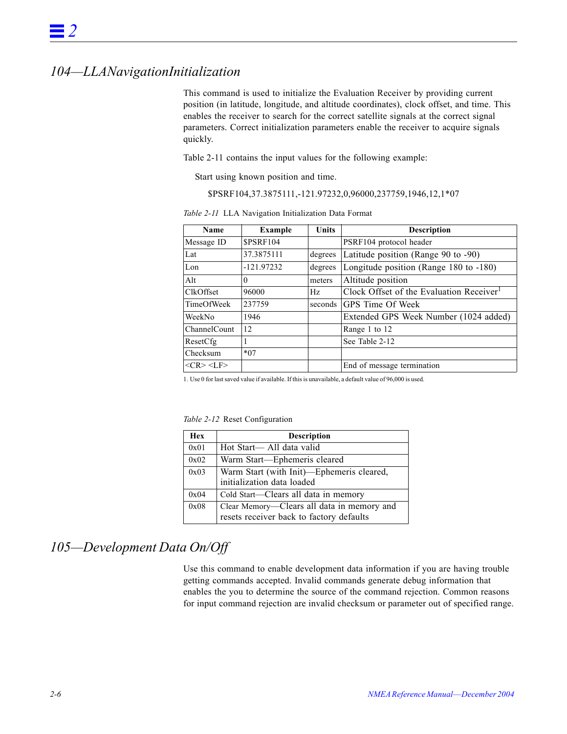## 104—LLANavigationInitialization

This command is used to initialize the Evaluation Receiver by providing current position (in latitude, longitude, and altitude coordinates), clock offset, and time. This enables the receiver to search for the correct satellite signals at the correct signal parameters. Correct initialization parameters enable the receiver to acquire signals quickly.

Table 2-11 contains the input values for the following example:

Start using known position and time.

$PSRF104,37.3875111,-121.97232,0,96000,237759,1946,12,1*07

*Table 2-11* LLA Navigation Initialization Data Format

| Name | Example | Units | Description |
|---|---|---|---|
| Message ID | $PSRF104 | | PSRF104 protocol header |
| Lat | 37.3875111 | degrees | Latitude position (Range 90 to -90) |
| Lon | -121.97232 | degrees | Longitude position (Range 180 to -180) |
| Alt | 0 | meters | Altitude position |
| ClkOffset | 96000 | Hz | Clock Offset of the Evaluation Receiver[1] |
| TimeOfWeek | 237759 | seconds | GPS Time Of Week |
| WeekNo | 1946 | | Extended GPS Week Number (1024 added) |
| ChannelCount | 12 | | Range 1 to 12 |
| ResetCfg | 1 | | See Table 2-12 |
| Checksum | *07 | | |
| <CR> <LF> | | | End of message termination |

1. Use 0 for last saved value if available. If this is unavailable, a default value of 96,000 is used.

*Table 2-12* Reset Configuration

| Hex | Description |
|---|---|
| 0x01 | Hot Start— All data valid |
| 0x02 | Warm Start—Ephemeris cleared |
| 0x03 | Warm Start (with Init)—Ephemeris cleared, initialization data loaded |
| 0x04 | Cold Start—Clears all data in memory |
| 0x08 | Clear Memory—Clears all data in memory and resets receiver back to factory defaults |

## 105—Development Data On/Off

Use this command to enable development data information if you are having trouble getting commands accepted. Invalid commands generate debug information that enables the you to determine the source of the command rejection. Common reasons for input command rejection are invalid checksum or parameter out of specified range.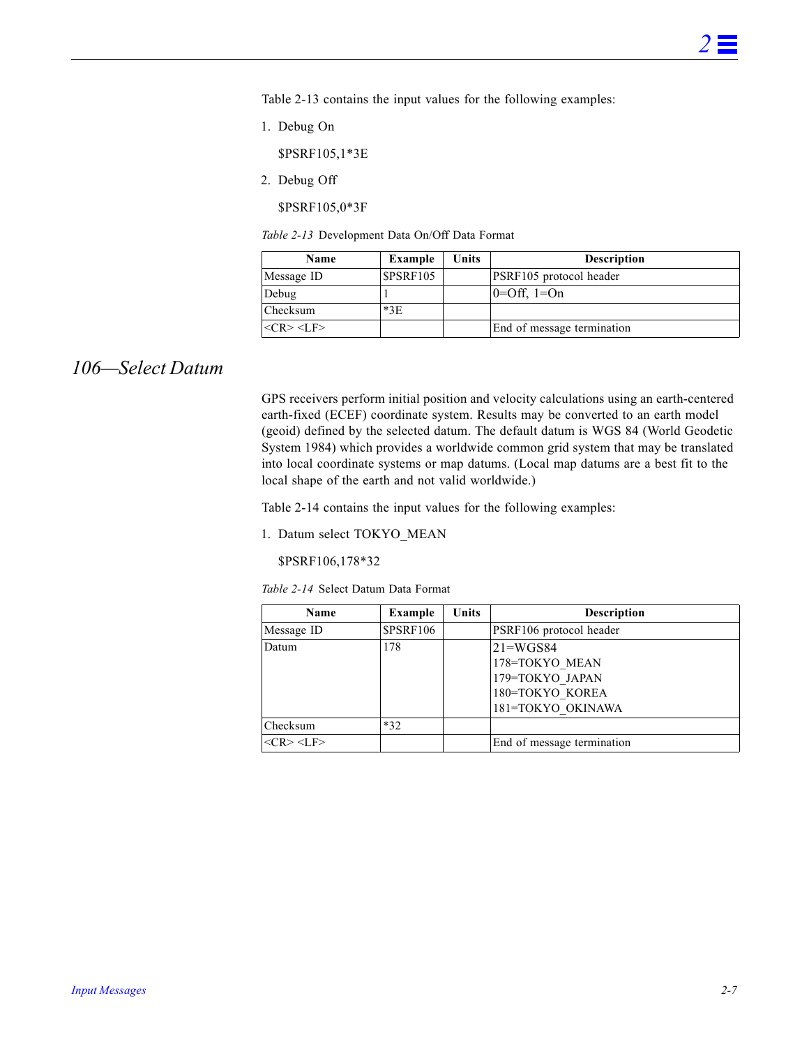Table 2-13 contains the input values for the following examples:

1. Debug On

   $PSRF105,1*3E

2. Debug Off

   $PSRF105,0*3F

*Table 2-13* Development Data On/Off Data Format

| Name | Example | Units | Description |
|---|---|---|---|
| Message ID | $PSRF105 | | PSRF105 protocol header |
| Debug | 1 | | 0=Off, 1=On |
| Checksum | *3E | | |
| <CR> <LF> | | | End of message termination |

## *106—Select Datum*

GPS receivers perform initial position and velocity calculations using an earth-centered earth-fixed (ECEF) coordinate system. Results may be converted to an earth model (geoid) defined by the selected datum. The default datum is WGS 84 (World Geodetic System 1984) which provides a worldwide common grid system that may be translated into local coordinate systems or map datums. (Local map datums are a best fit to the local shape of the earth and not valid worldwide.)

Table 2-14 contains the input values for the following examples:

1. Datum select TOKYO_MEAN

   $PSRF106,178*32

*Table 2-14* Select Datum Data Format

| Name | Example | Units | Description |
|---|---|---|---|
| Message ID | $PSRF106 | | PSRF106 protocol header |
| Datum | 178 | | 21=WGS84<br>178=TOKYO_MEAN<br>179=TOKYO_JAPAN<br>180=TOKYO_KOREA<br>181=TOKYO_OKINAWA |
| Checksum | *32 | | |
| <CR> <LF> | | | End of message termination |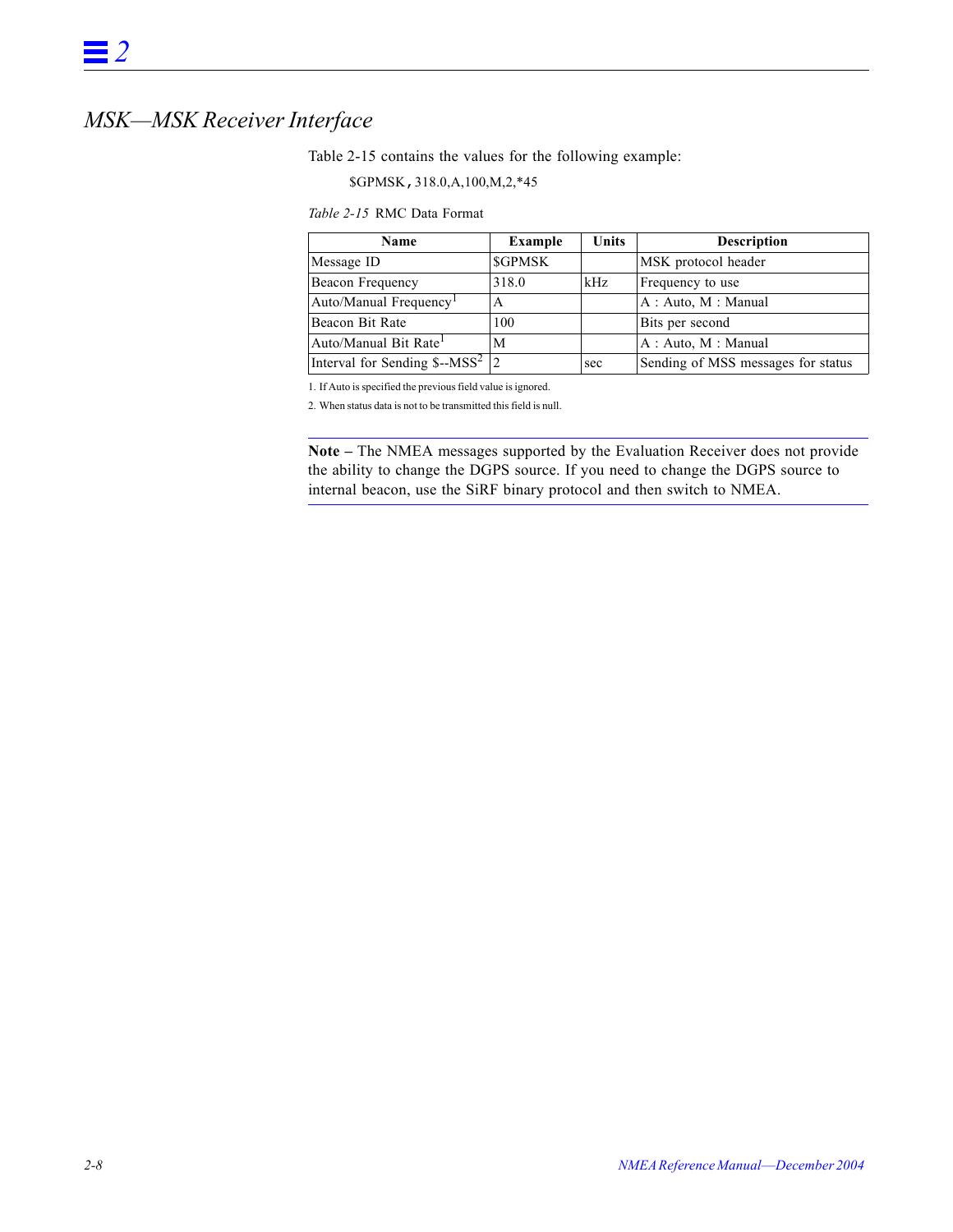## MSK—MSK Receiver Interface

Table 2-15 contains the values for the following example:

$GPMSK,318.0,A,100,M,2,*45

*Table 2-15* RMC Data Format

| Name | Example | Units | Description |
|---|---|---|---|
| Message ID | $GPMSK | | MSK protocol header |
| Beacon Frequency | 318.0 | kHz | Frequency to use |
| Auto/Manual Frequency[1] | A | | A : Auto, M : Manual |
| Beacon Bit Rate | 100 | | Bits per second |
| Auto/Manual Bit Rate[1] | M | | A : Auto, M : Manual |
| Interval for Sending $--MSS[2] | 2 | sec | Sending of MSS messages for status |

1. If Auto is specified the previous field value is ignored.
2. When status data is not to be transmitted this field is null.

---

**Note –** The NMEA messages supported by the Evaluation Receiver does not provide the ability to change the DGPS source. If you need to change the DGPS source to internal beacon, use the SiRF binary protocol and then switch to NMEA.

---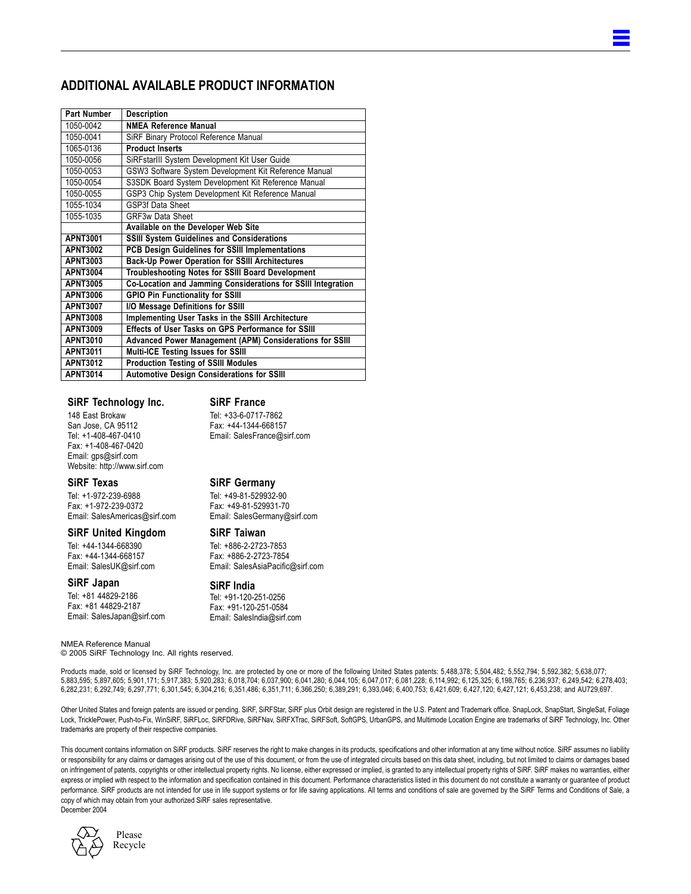## ADDITIONAL AVAILABLE PRODUCT INFORMATION

| Part Number | Description |
|---|---|
| 1050-0042 | **NMEA Reference Manual** |
| 1050-0041 | SiRF Binary Protocol Reference Manual |
| 1065-0136 | **Product Inserts** |
| 1050-0056 | SiRFstarIII System Development Kit User Guide |
| 1050-0053 | GSW3 Software System Development Kit Reference Manual |
| 1050-0054 | S3SDK Board System Development Kit Reference Manual |
| 1050-0055 | GSP3 Chip System Development Kit Reference Manual |
| 1055-1034 | GSP3f Data Sheet |
| 1055-1035 | GRF3w Data Sheet |
| | **Available on the Developer Web Site** |
| **APNT3001** | **SSIII System Guidelines and Considerations** |
| **APNT3002** | **PCB Design Guidelines for SSIII Implementations** |
| **APNT3003** | **Back-Up Power Operation for SSIII Architectures** |
| **APNT3004** | **Troubleshooting Notes for SSIII Board Development** |
| **APNT3005** | **Co-Location and Jamming Considerations for SSIII Integration** |
| **APNT3006** | **GPIO Pin Functionality for SSIII** |
| **APNT3007** | **I/O Message Definitions for SSIII** |
| **APNT3008** | **Implementing User Tasks in the SSIII Architecture** |
| **APNT3009** | **Effects of User Tasks on GPS Performance for SSIII** |
| **APNT3010** | **Advanced Power Management (APM) Considerations for SSIII** |
| **APNT3011** | **Multi-ICE Testing Issues for SSIII** |
| **APNT3012** | **Production Testing of SSIII Modules** |
| **APNT3014** | **Automotive Design Considerations for SSIII** |

**SiRF Technology Inc.**
148 East Brokaw
San Jose, CA 95112
Tel: +1-408-467-0410
Fax: +1-408-467-0420
Email: gps@sirf.com
Website: http://www.sirf.com

**SiRF Texas**
Tel: +1-972-239-6988
Fax: +1-972-239-0372
Email: SalesAmericas@sirf.com

**SiRF United Kingdom**
Tel: +44-1344-668390
Fax: +44-1344-668157
Email: SalesUK@sirf.com

**SiRF Japan**
Tel: +81 44829-2186
Fax: +81 44829-2187
Email: SalesJapan@sirf.com

**SiRF France**
Tel: +33-6-0717-7862
Fax: +44-1344-668157
Email: SalesFrance@sirf.com

**SiRF Germany**
Tel: +49-81-529932-90
Fax: +49-81-529931-70
Email: SalesGermany@sirf.com

**SiRF Taiwan**
Tel: +886-2-2723-7853
Fax: +886-2-2723-7854
Email: SalesAsiaPacific@sirf.com

**SiRF India**
Tel: +91-120-251-0256
Fax: +91-120-251-0584
Email: SalesIndia@sirf.com

NMEA Reference Manual
© 2005 SiRF Technology Inc. All rights reserved.

Products made, sold or licensed by SiRF Technology, Inc. are protected by one or more of the following United States patents: 5,488,378; 5,504,482; 5,552,794; 5,592,382; 5,638,077; 5,883,595; 5,897,605; 5,901,171; 5,917,383; 5,920,283; 6,018,704; 6,037,900; 6,041,280; 6,044,105; 6,047,017; 6,081,228; 6,114,992; 6,125,325; 6,198,765; 6,236,937; 6,249,542; 6,278,403; 6,282,231; 6,292,749; 6,297,771; 6,301,545; 6,304,216; 6,351,486; 6,351,711; 6,366,250; 6,389,291; 6,393,046; 6,400,753; 6,421,609; 6,427,120; 6,427,121; 6,453,238; and AU729,697.

Other United States and foreign patents are issued or pending. SiRF, SiRFStar, SiRF plus Orbit design are registered in the U.S. Patent and Trademark office. SnapLock, SnapStart, SingleSat, Foliage Lock, TricklePower, Push-to-Fix, WinSiRF, SiRFLoc, SiRFDRive, SiRFNav, SiRFXTrac, SiRFSoft, SoftGPS, UrbanGPS, and Multimode Location Engine are trademarks of SiRF Technology, Inc. Other trademarks are property of their respective companies.

This document contains information on SiRF products. SiRF reserves the right to make changes in its products, specifications and other information at any time without notice. SiRF assumes no liability or responsibility for any claims or damages arising out of the use of this document, or from the use of integrated circuits based on this data sheet, including, but not limited to claims or damages based on infringement of patents, copyrights or other intellectual property rights. No license, either expressed or implied, is granted to any intellectual property rights of SiRF. SiRF makes no warranties, either express or implied with respect to the information and specification contained in this document. Performance characteristics listed in this document do not constitute a warranty or guarantee of product performance. SiRF products are not intended for use in life support systems or for life saving applications. All terms and conditions of sale are governed by the SiRF Terms and Conditions of Sale, a copy of which may obtain from your authorized SiRF sales representative.
December 2004

Please Recycle